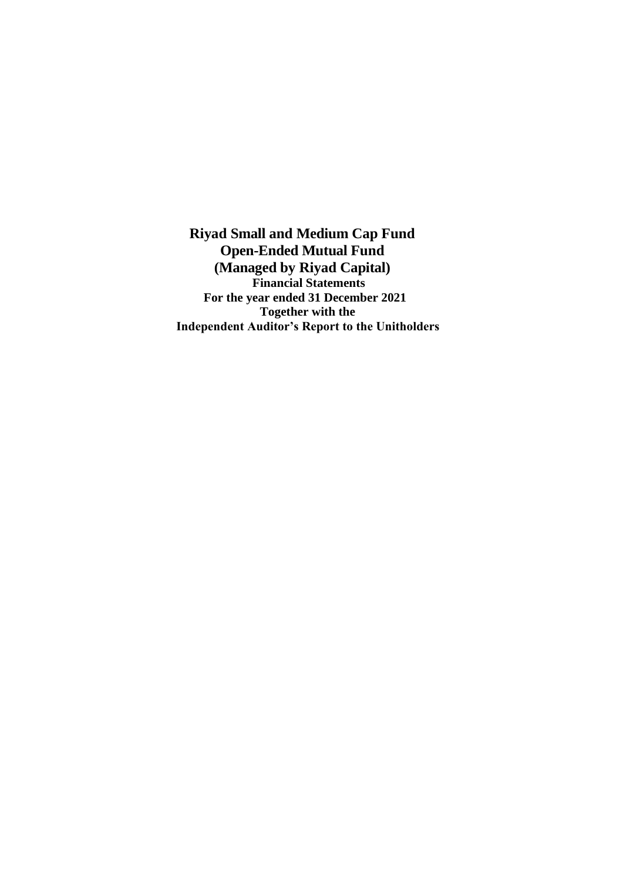# Riyad Small and Medium Cap Fund

## Open-Ended Mutual Fund

## (Managed by Riyad Capital)

**Financial Statements**

**For the year ended 31 December 2021**

**Together with the**

**Independent Auditor's Report to the Unitholders**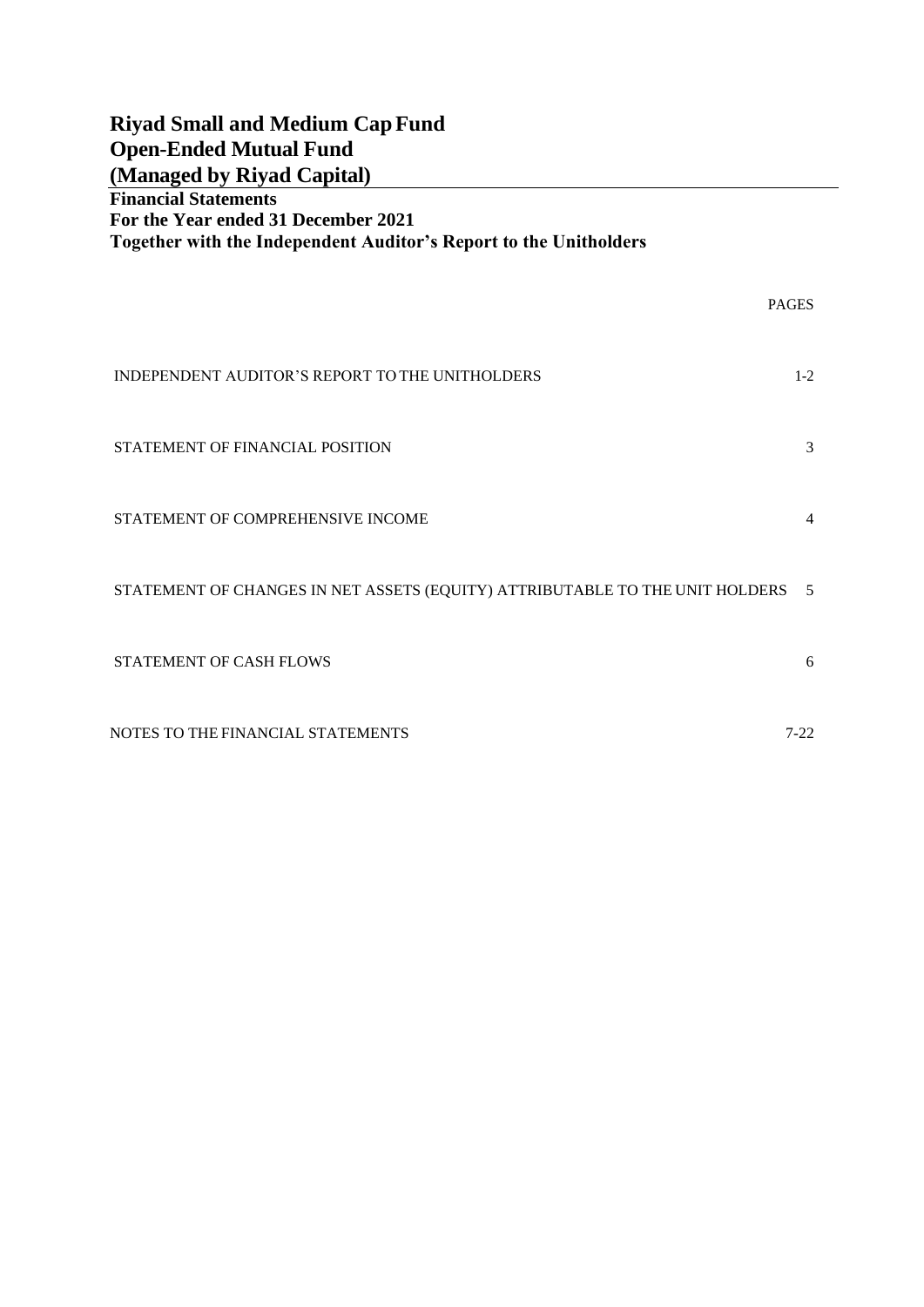# Riyad Small and Medium Cap Fund
# Open-Ended Mutual Fund
# (Managed by Riyad Capital)

**Financial Statements**
**For the Year ended 31 December 2021**
**Together with the Independent Auditor's Report to the Unitholders**

| | PAGES |
|---|---|
| INDEPENDENT AUDITOR'S REPORT TO THE UNITHOLDERS | 1-2 |
| STATEMENT OF FINANCIAL POSITION | 3 |
| STATEMENT OF COMPREHENSIVE INCOME | 4 |
| STATEMENT OF CHANGES IN NET ASSETS (EQUITY) ATTRIBUTABLE TO THE UNIT HOLDERS | 5 |
| STATEMENT OF CASH FLOWS | 6 |
| NOTES TO THE FINANCIAL STATEMENTS | 7-22 |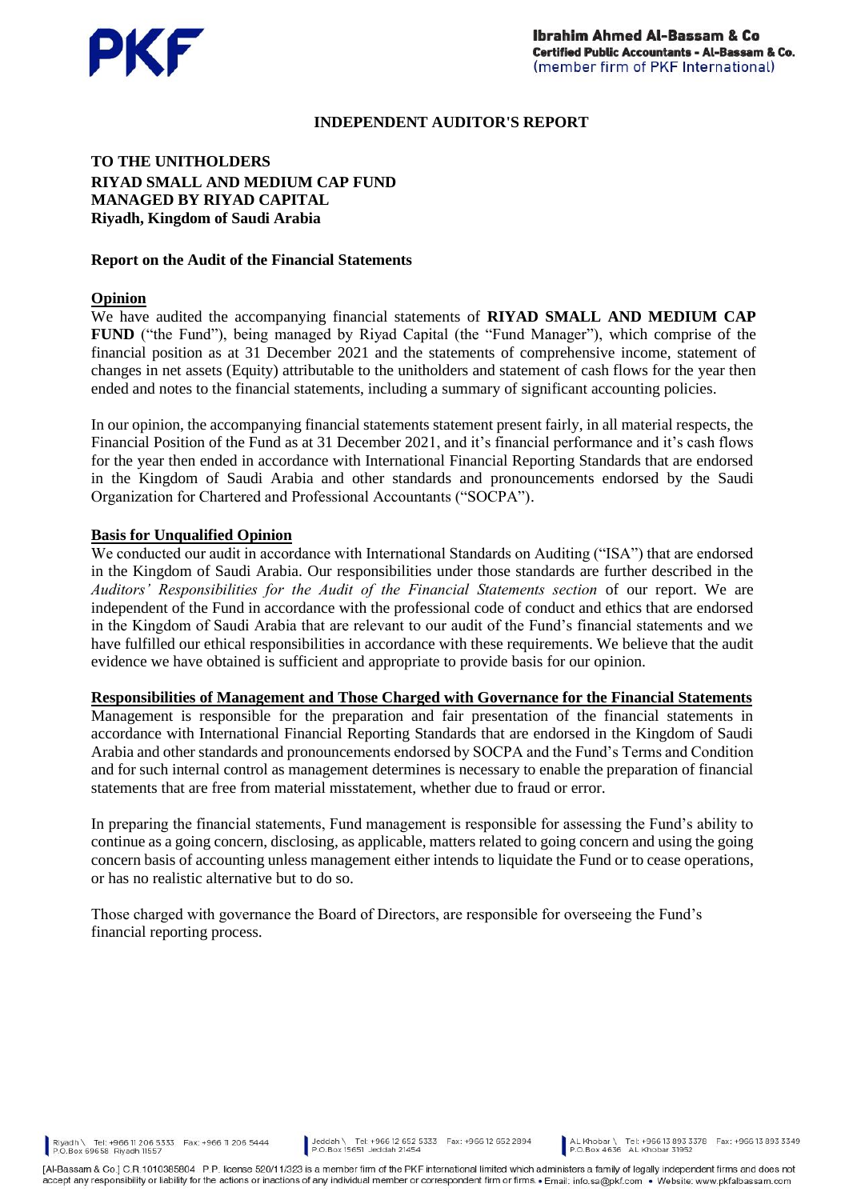## INDEPENDENT AUDITOR'S REPORT

**TO THE UNITHOLDERS**
**RIYAD SMALL AND MEDIUM CAP FUND**
**MANAGED BY RIYAD CAPITAL**
**Riyadh, Kingdom of Saudi Arabia**

### Report on the Audit of the Financial Statements

**Opinion**

We have audited the accompanying financial statements of **RIYAD SMALL AND MEDIUM CAP FUND** ("the Fund"), being managed by Riyad Capital (the "Fund Manager"), which comprise of the financial position as at 31 December 2021 and the statements of comprehensive income, statement of changes in net assets (Equity) attributable to the unitholders and statement of cash flows for the year then ended and notes to the financial statements, including a summary of significant accounting policies.

In our opinion, the accompanying financial statements statement present fairly, in all material respects, the Financial Position of the Fund as at 31 December 2021, and it's financial performance and it's cash flows for the year then ended in accordance with International Financial Reporting Standards that are endorsed in the Kingdom of Saudi Arabia and other standards and pronouncements endorsed by the Saudi Organization for Chartered and Professional Accountants ("SOCPA").

**Basis for Unqualified Opinion**

We conducted our audit in accordance with International Standards on Auditing ("ISA") that are endorsed in the Kingdom of Saudi Arabia. Our responsibilities under those standards are further described in the *Auditors' Responsibilities for the Audit of the Financial Statements section* of our report. We are independent of the Fund in accordance with the professional code of conduct and ethics that are endorsed in the Kingdom of Saudi Arabia that are relevant to our audit of the Fund's financial statements and we have fulfilled our ethical responsibilities in accordance with these requirements. We believe that the audit evidence we have obtained is sufficient and appropriate to provide basis for our opinion.

**Responsibilities of Management and Those Charged with Governance for the Financial Statements**

Management is responsible for the preparation and fair presentation of the financial statements in accordance with International Financial Reporting Standards that are endorsed in the Kingdom of Saudi Arabia and other standards and pronouncements endorsed by SOCPA and the Fund's Terms and Condition and for such internal control as management determines is necessary to enable the preparation of financial statements that are free from material misstatement, whether due to fraud or error.

In preparing the financial statements, Fund management is responsible for assessing the Fund's ability to continue as a going concern, disclosing, as applicable, matters related to going concern and using the going concern basis of accounting unless management either intends to liquidate the Fund or to cease operations, or has no realistic alternative but to do so.

Those charged with governance the Board of Directors, are responsible for overseeing the Fund's financial reporting process.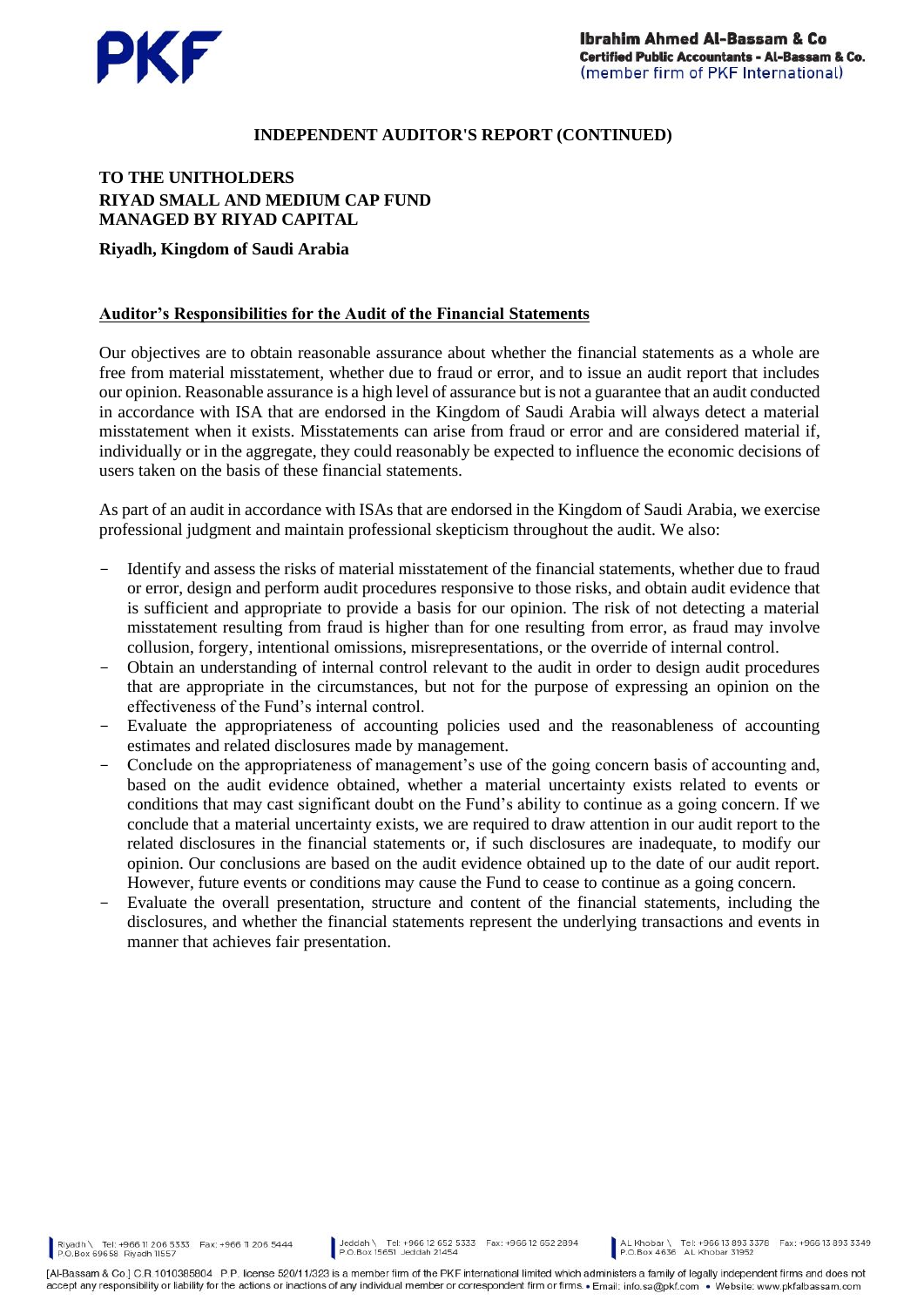**INDEPENDENT AUDITOR'S REPORT (CONTINUED)**

**TO THE UNITHOLDERS**
**RIYAD SMALL AND MEDIUM CAP FUND**
**MANAGED BY RIYAD CAPITAL**

**Riyadh, Kingdom of Saudi Arabia**

## Auditor's Responsibilities for the Audit of the Financial Statements

Our objectives are to obtain reasonable assurance about whether the financial statements as a whole are free from material misstatement, whether due to fraud or error, and to issue an audit report that includes our opinion. Reasonable assurance is a high level of assurance but is not a guarantee that an audit conducted in accordance with ISA that are endorsed in the Kingdom of Saudi Arabia will always detect a material misstatement when it exists. Misstatements can arise from fraud or error and are considered material if, individually or in the aggregate, they could reasonably be expected to influence the economic decisions of users taken on the basis of these financial statements.

As part of an audit in accordance with ISAs that are endorsed in the Kingdom of Saudi Arabia, we exercise professional judgment and maintain professional skepticism throughout the audit. We also:

- Identify and assess the risks of material misstatement of the financial statements, whether due to fraud or error, design and perform audit procedures responsive to those risks, and obtain audit evidence that is sufficient and appropriate to provide a basis for our opinion. The risk of not detecting a material misstatement resulting from fraud is higher than for one resulting from error, as fraud may involve collusion, forgery, intentional omissions, misrepresentations, or the override of internal control.
- Obtain an understanding of internal control relevant to the audit in order to design audit procedures that are appropriate in the circumstances, but not for the purpose of expressing an opinion on the effectiveness of the Fund's internal control.
- Evaluate the appropriateness of accounting policies used and the reasonableness of accounting estimates and related disclosures made by management.
- Conclude on the appropriateness of management's use of the going concern basis of accounting and, based on the audit evidence obtained, whether a material uncertainty exists related to events or conditions that may cast significant doubt on the Fund's ability to continue as a going concern. If we conclude that a material uncertainty exists, we are required to draw attention in our audit report to the related disclosures in the financial statements or, if such disclosures are inadequate, to modify our opinion. Our conclusions are based on the audit evidence obtained up to the date of our audit report. However, future events or conditions may cause the Fund to cease to continue as a going concern.
- Evaluate the overall presentation, structure and content of the financial statements, including the disclosures, and whether the financial statements represent the underlying transactions and events in manner that achieves fair presentation.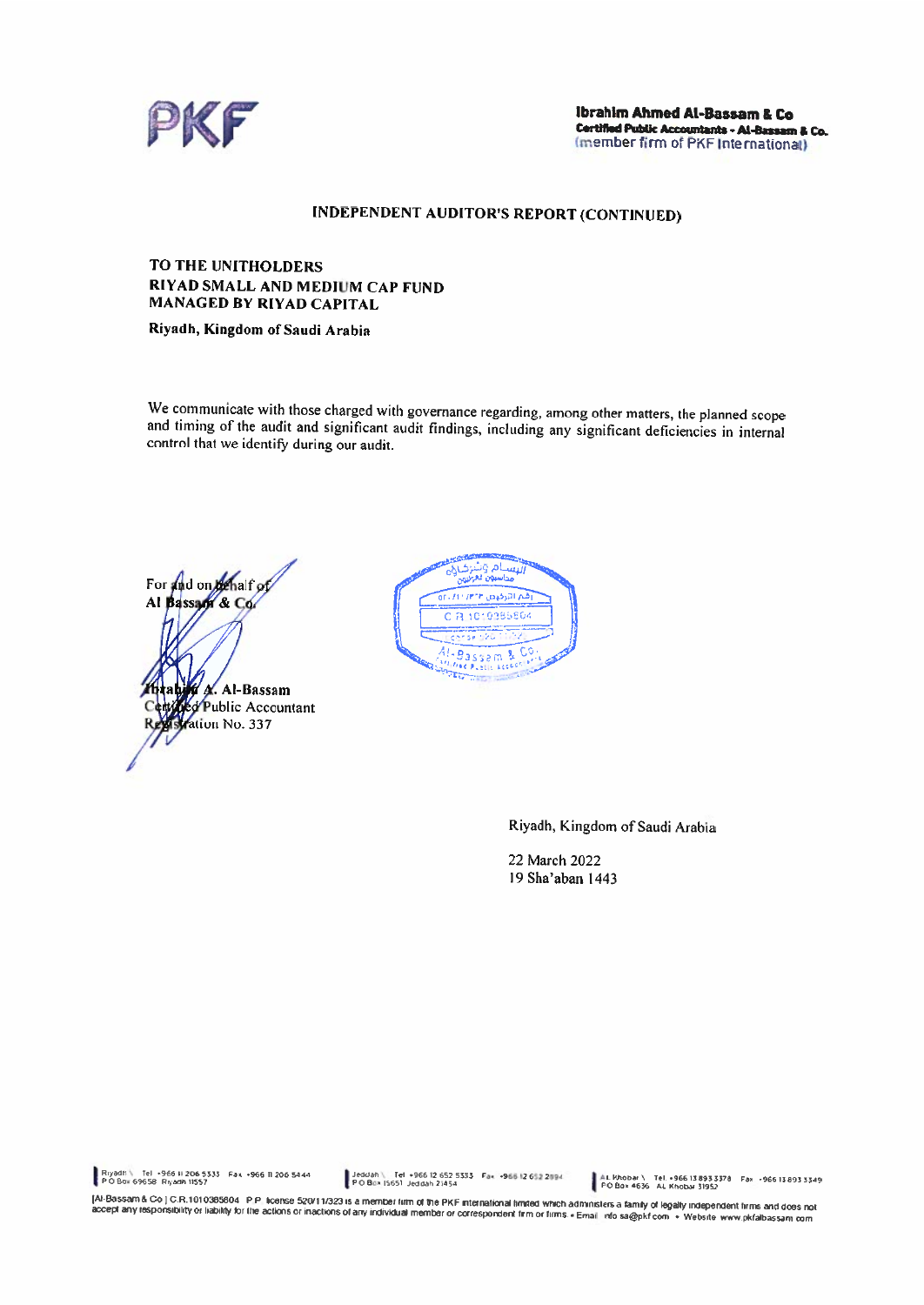## INDEPENDENT AUDITOR'S REPORT (CONTINUED)

**TO THE UNITHOLDERS**
**RIYAD SMALL AND MEDIUM CAP FUND**
**MANAGED BY RIYAD CAPITAL**

**Riyadh, Kingdom of Saudi Arabia**

We communicate with those charged with governance regarding, among other matters, the planned scope and timing of the audit and significant audit findings, including any significant deficiencies in internal control that we identify during our audit.

For and on behalf of
**Al Bassam & Co.**

**Ibrahim A. Al-Bassam**
Certified Public Accountant
Registration No. 337

Riyadh, Kingdom of Saudi Arabia

22 March 2022
19 Sha'aban 1443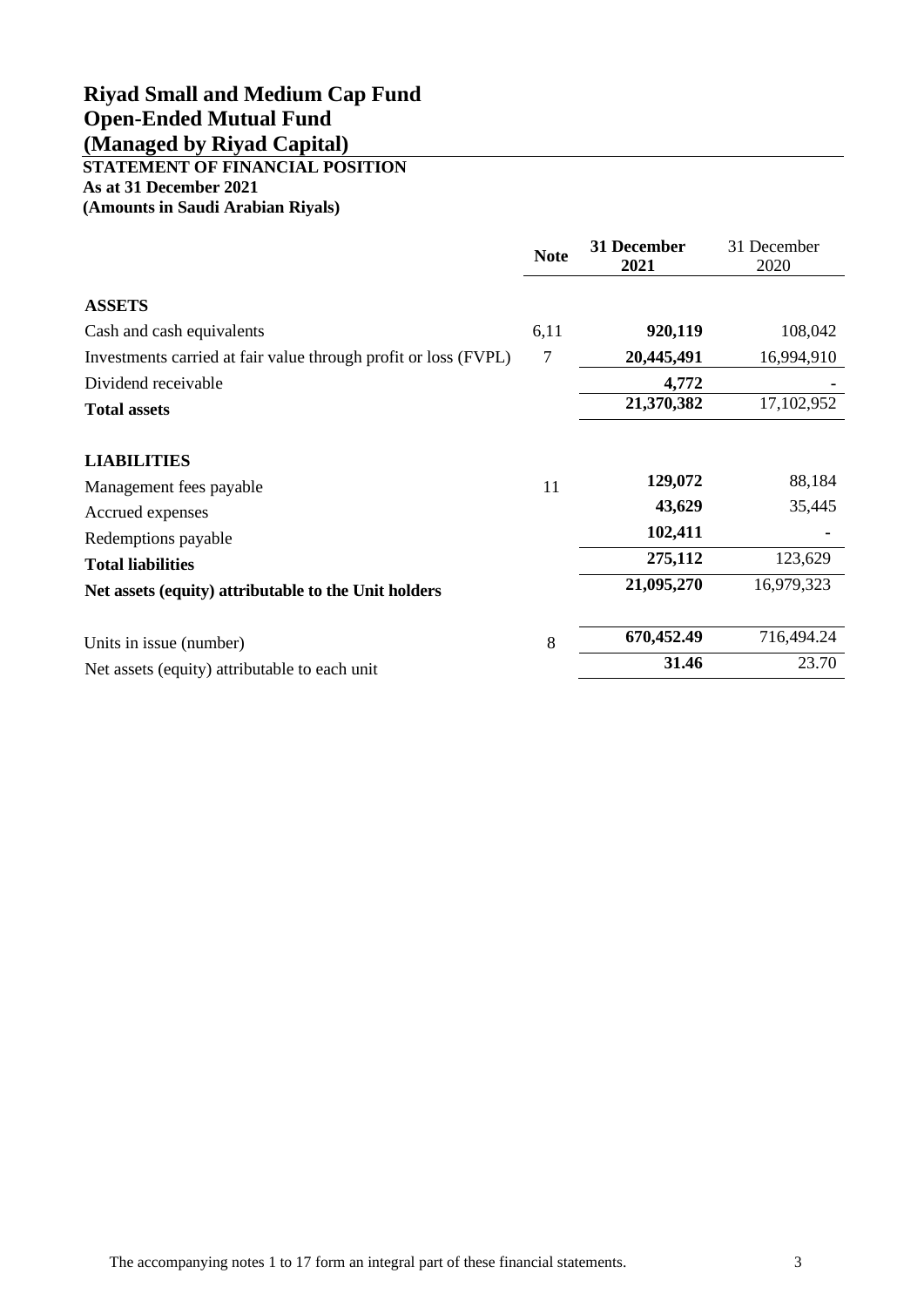# Riyad Small and Medium Cap Fund
# Open-Ended Mutual Fund
# (Managed by Riyad Capital)

**STATEMENT OF FINANCIAL POSITION**
**As at 31 December 2021**
**(Amounts in Saudi Arabian Riyals)**

| | Note | 31 December 2021 | 31 December 2020 |
|---|---|---|---|
| **ASSETS** | | | |
| Cash and cash equivalents | 6,11 | **920,119** | 108,042 |
| Investments carried at fair value through profit or loss (FVPL) | 7 | **20,445,491** | 16,994,910 |
| Dividend receivable | | **4,772** | - |
| **Total assets** | | **21,370,382** | 17,102,952 |
| | | | |
| **LIABILITIES** | | | |
| Management fees payable | 11 | **129,072** | 88,184 |
| Accrued expenses | | **43,629** | 35,445 |
| Redemptions payable | | **102,411** | - |
| **Total liabilities** | | **275,112** | 123,629 |
| **Net assets (equity) attributable to the Unit holders** | | **21,095,270** | 16,979,323 |
| | | | |
| Units in issue (number) | 8 | **670,452.49** | 716,494.24 |
| Net assets (equity) attributable to each unit | | **31.46** | 23.70 |

The accompanying notes 1 to 17 form an integral part of these financial statements.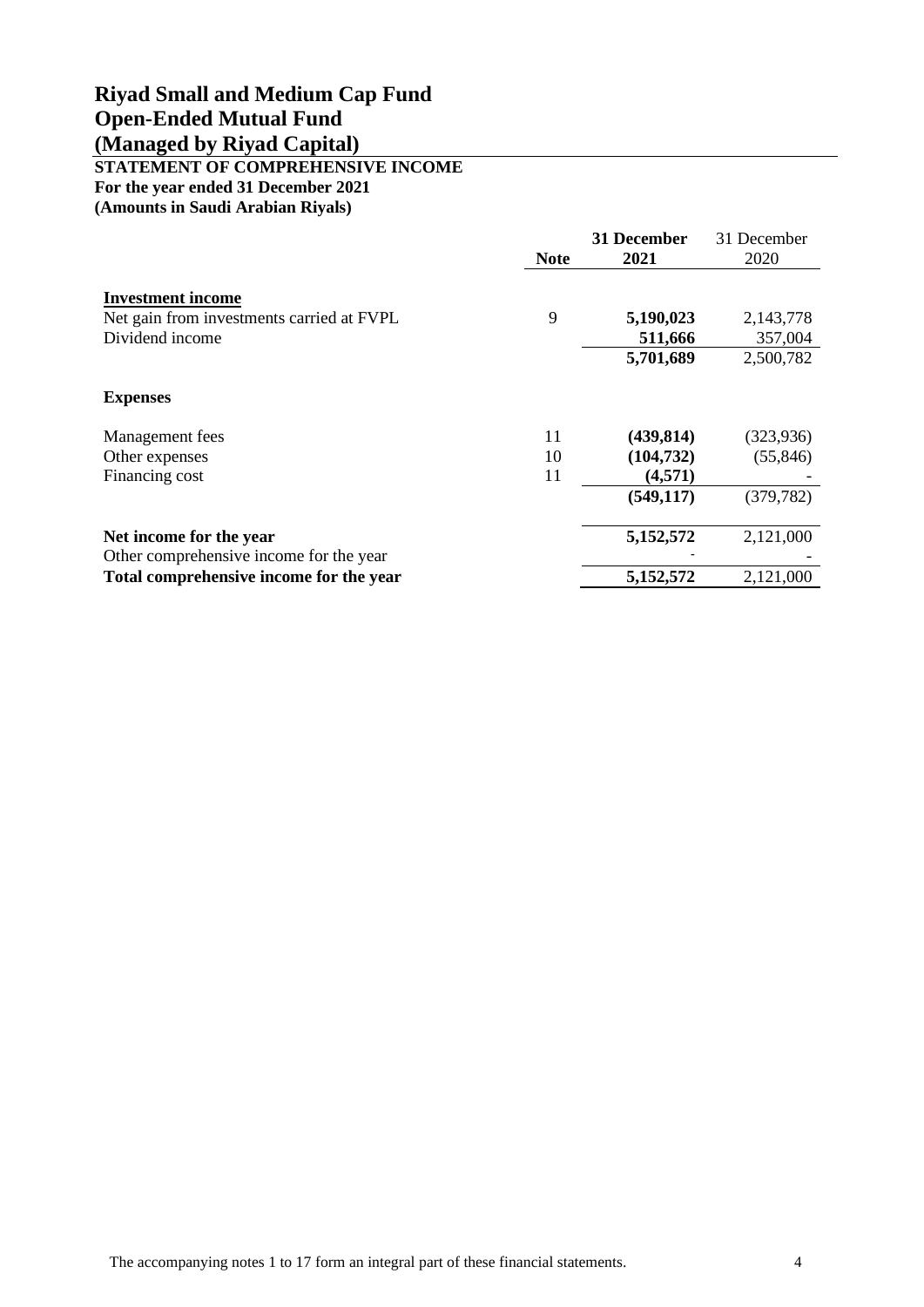# Riyad Small and Medium Cap Fund
# Open-Ended Mutual Fund
# (Managed by Riyad Capital)

**STATEMENT OF COMPREHENSIVE INCOME**
**For the year ended 31 December 2021**
**(Amounts in Saudi Arabian Riyals)**

| | **Note** | **31 December 2021** | 31 December 2020 |
|---|---|---|---|
| **Investment income** | | | |
| Net gain from investments carried at FVPL | 9 | **5,190,023** | 2,143,778 |
| Dividend income | | **511,666** | 357,004 |
| | | **5,701,689** | 2,500,782 |
| **Expenses** | | | |
| Management fees | 11 | **(439,814)** | (323,936) |
| Other expenses | 10 | **(104,732)** | (55,846) |
| Financing cost | 11 | **(4,571)** | - |
| | | **(549,117)** | (379,782) |
| **Net income for the year** | | **5,152,572** | 2,121,000 |
| Other comprehensive income for the year | | - | - |
| **Total comprehensive income for the year** | | **5,152,572** | 2,121,000 |

The accompanying notes 1 to 17 form an integral part of these financial statements.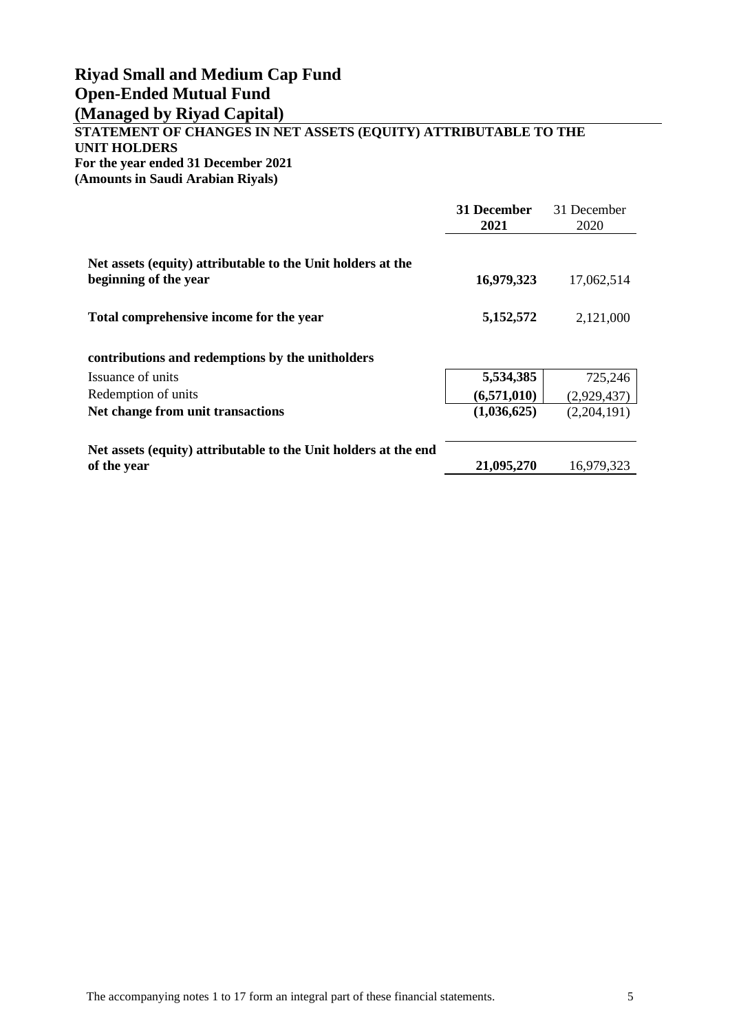# Riyad Small and Medium Cap Fund
# Open-Ended Mutual Fund
# (Managed by Riyad Capital)

**STATEMENT OF CHANGES IN NET ASSETS (EQUITY) ATTRIBUTABLE TO THE UNIT HOLDERS**
**For the year ended 31 December 2021**
**(Amounts in Saudi Arabian Riyals)**

| | **31 December 2021** | 31 December 2020 |
|---|---|---|
| **Net assets (equity) attributable to the Unit holders at the beginning of the year** | **16,979,323** | 17,062,514 |
| **Total comprehensive income for the year** | **5,152,572** | 2,121,000 |
| **contributions and redemptions by the unitholders** | | |
| Issuance of units | **5,534,385** | 725,246 |
| Redemption of units | **(6,571,010)** | (2,929,437) |
| **Net change from unit transactions** | **(1,036,625)** | (2,204,191) |
| **Net assets (equity) attributable to the Unit holders at the end of the year** | **21,095,270** | 16,979,323 |

The accompanying notes 1 to 17 form an integral part of these financial statements.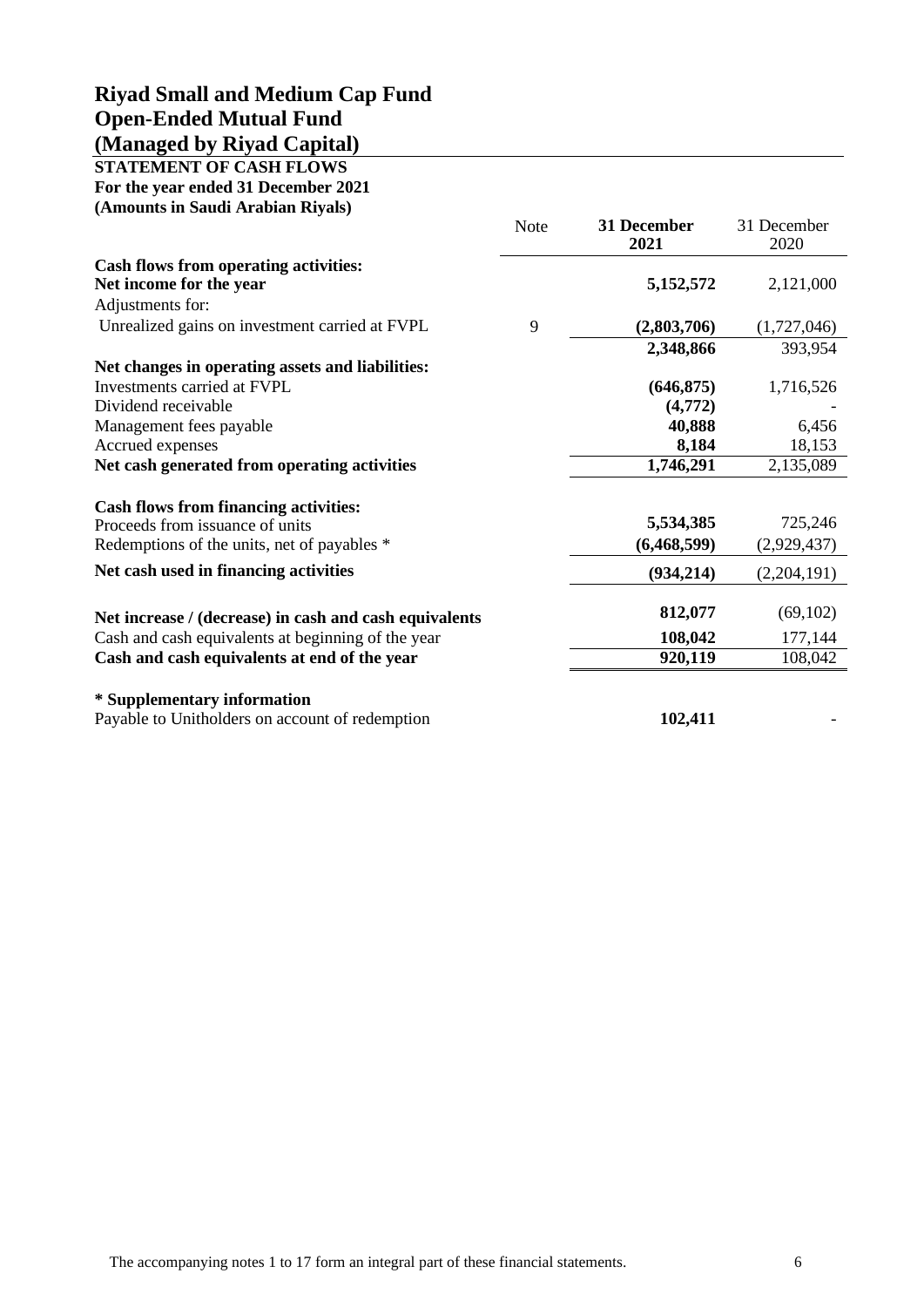# Riyad Small and Medium Cap Fund
# Open-Ended Mutual Fund
# (Managed by Riyad Capital)

**STATEMENT OF CASH FLOWS**
**For the year ended 31 December 2021**
**(Amounts in Saudi Arabian Riyals)**

| | Note | **31 December 2021** | 31 December 2020 |
|---|---|---|---|
| **Cash flows from operating activities:** | | | |
| **Net income for the year** | | **5,152,572** | 2,121,000 |
| Adjustments for: | | | |
| Unrealized gains on investment carried at FVPL | 9 | **(2,803,706)** | (1,727,046) |
| | | **2,348,866** | 393,954 |
| **Net changes in operating assets and liabilities:** | | | |
| Investments carried at FVPL | | **(646,875)** | 1,716,526 |
| Dividend receivable | | **(4,772)** | - |
| Management fees payable | | **40,888** | 6,456 |
| Accrued expenses | | **8,184** | 18,153 |
| **Net cash generated from operating activities** | | **1,746,291** | 2,135,089 |
| | | | |
| **Cash flows from financing activities:** | | | |
| Proceeds from issuance of units | | **5,534,385** | 725,246 |
| Redemptions of the units, net of payables * | | **(6,468,599)** | (2,929,437) |
| **Net cash used in financing activities** | | **(934,214)** | (2,204,191) |
| | | | |
| **Net increase / (decrease) in cash and cash equivalents** | | **812,077** | (69,102) |
| Cash and cash equivalents at beginning of the year | | **108,042** | 177,144 |
| **Cash and cash equivalents at end of the year** | | **920,119** | 108,042 |
| | | | |
| **\* Supplementary information** | | | |
| Payable to Unitholders on account of redemption | | **102,411** | - |

The accompanying notes 1 to 17 form an integral part of these financial statements.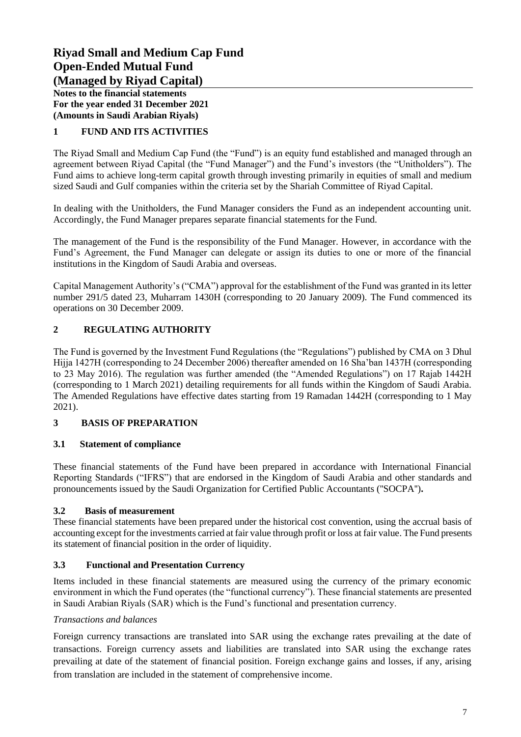# Riyad Small and Medium Cap Fund
# Open-Ended Mutual Fund
# (Managed by Riyad Capital)

**Notes to the financial statements**
**For the year ended 31 December 2021**
**(Amounts in Saudi Arabian Riyals)**

## 1 FUND AND ITS ACTIVITIES

The Riyad Small and Medium Cap Fund (the "Fund") is an equity fund established and managed through an agreement between Riyad Capital (the "Fund Manager") and the Fund's investors (the "Unitholders"). The Fund aims to achieve long-term capital growth through investing primarily in equities of small and medium sized Saudi and Gulf companies within the criteria set by the Shariah Committee of Riyad Capital.

In dealing with the Unitholders, the Fund Manager considers the Fund as an independent accounting unit. Accordingly, the Fund Manager prepares separate financial statements for the Fund.

The management of the Fund is the responsibility of the Fund Manager. However, in accordance with the Fund's Agreement, the Fund Manager can delegate or assign its duties to one or more of the financial institutions in the Kingdom of Saudi Arabia and overseas.

Capital Management Authority's ("CMA") approval for the establishment of the Fund was granted in its letter number 291/5 dated 23, Muharram 1430H (corresponding to 20 January 2009). The Fund commenced its operations on 30 December 2009.

## 2 REGULATING AUTHORITY

The Fund is governed by the Investment Fund Regulations (the "Regulations") published by CMA on 3 Dhul Hijja 1427H (corresponding to 24 December 2006) thereafter amended on 16 Sha'ban 1437H (corresponding to 23 May 2016). The regulation was further amended (the "Amended Regulations") on 17 Rajab 1442H (corresponding to 1 March 2021) detailing requirements for all funds within the Kingdom of Saudi Arabia. The Amended Regulations have effective dates starting from 19 Ramadan 1442H (corresponding to 1 May 2021).

## 3 BASIS OF PREPARATION

### 3.1 Statement of compliance

These financial statements of the Fund have been prepared in accordance with International Financial Reporting Standards ("IFRS") that are endorsed in the Kingdom of Saudi Arabia and other standards and pronouncements issued by the Saudi Organization for Certified Public Accountants ("SOCPA").

### 3.2 Basis of measurement

These financial statements have been prepared under the historical cost convention, using the accrual basis of accounting except for the investments carried at fair value through profit or loss at fair value. The Fund presents its statement of financial position in the order of liquidity.

### 3.3 Functional and Presentation Currency

Items included in these financial statements are measured using the currency of the primary economic environment in which the Fund operates (the "functional currency"). These financial statements are presented in Saudi Arabian Riyals (SAR) which is the Fund's functional and presentation currency.

*Transactions and balances*

Foreign currency transactions are translated into SAR using the exchange rates prevailing at the date of transactions. Foreign currency assets and liabilities are translated into SAR using the exchange rates prevailing at date of the statement of financial position. Foreign exchange gains and losses, if any, arising from translation are included in the statement of comprehensive income.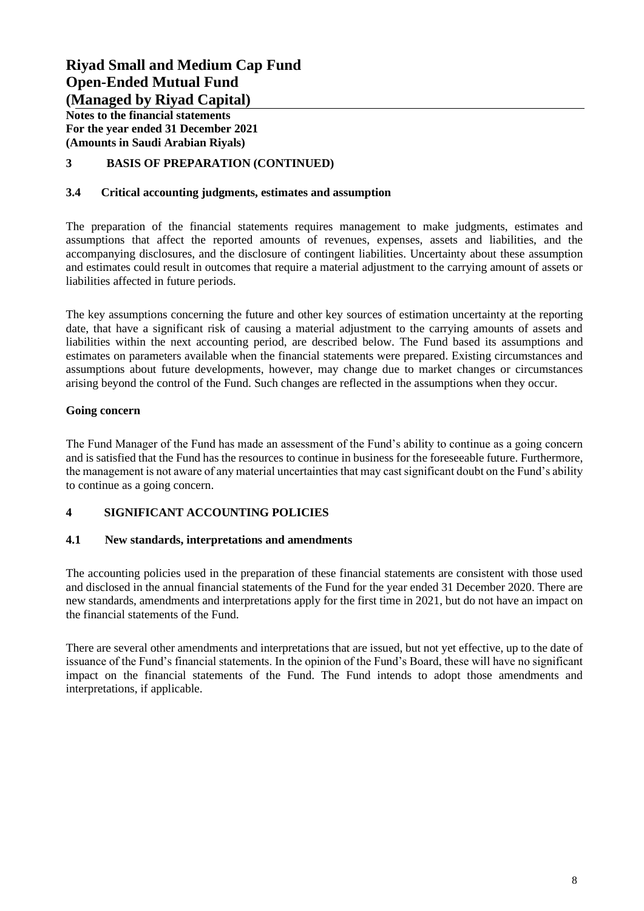## 3 BASIS OF PREPARATION (CONTINUED)

### 3.4 Critical accounting judgments, estimates and assumption

The preparation of the financial statements requires management to make judgments, estimates and assumptions that affect the reported amounts of revenues, expenses, assets and liabilities, and the accompanying disclosures, and the disclosure of contingent liabilities. Uncertainty about these assumption and estimates could result in outcomes that require a material adjustment to the carrying amount of assets or liabilities affected in future periods.

The key assumptions concerning the future and other key sources of estimation uncertainty at the reporting date, that have a significant risk of causing a material adjustment to the carrying amounts of assets and liabilities within the next accounting period, are described below. The Fund based its assumptions and estimates on parameters available when the financial statements were prepared. Existing circumstances and assumptions about future developments, however, may change due to market changes or circumstances arising beyond the control of the Fund. Such changes are reflected in the assumptions when they occur.

**Going concern**

The Fund Manager of the Fund has made an assessment of the Fund's ability to continue as a going concern and is satisfied that the Fund has the resources to continue in business for the foreseeable future. Furthermore, the management is not aware of any material uncertainties that may cast significant doubt on the Fund's ability to continue as a going concern.

## 4 SIGNIFICANT ACCOUNTING POLICIES

### 4.1 New standards, interpretations and amendments

The accounting policies used in the preparation of these financial statements are consistent with those used and disclosed in the annual financial statements of the Fund for the year ended 31 December 2020. There are new standards, amendments and interpretations apply for the first time in 2021, but do not have an impact on the financial statements of the Fund.

There are several other amendments and interpretations that are issued, but not yet effective, up to the date of issuance of the Fund's financial statements. In the opinion of the Fund's Board, these will have no significant impact on the financial statements of the Fund. The Fund intends to adopt those amendments and interpretations, if applicable.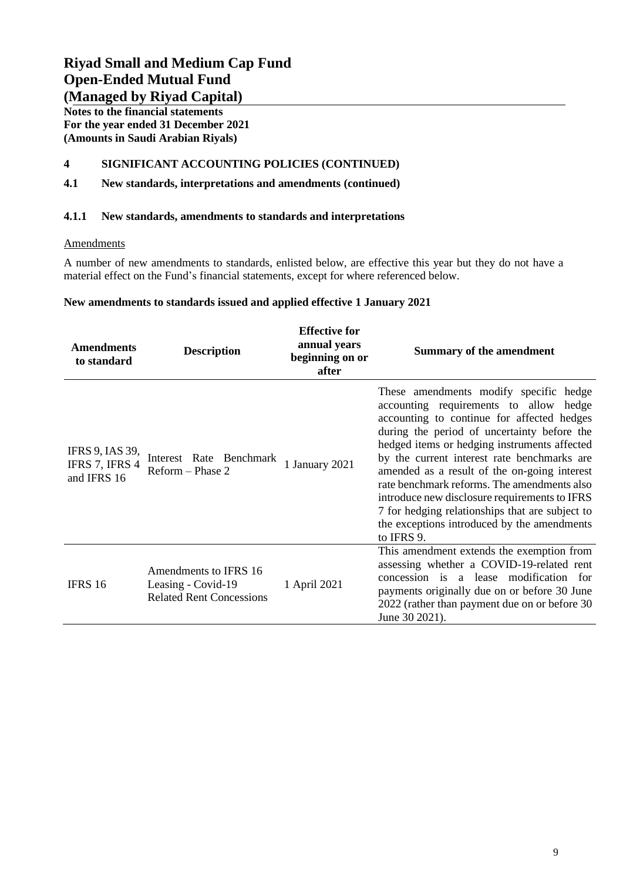# Riyad Small and Medium Cap Fund
# Open-Ended Mutual Fund
# (Managed by Riyad Capital)

**Notes to the financial statements**
**For the year ended 31 December 2021**
**(Amounts in Saudi Arabian Riyals)**

## 4 SIGNIFICANT ACCOUNTING POLICIES (CONTINUED)

### 4.1 New standards, interpretations and amendments (continued)

#### 4.1.1 New standards, amendments to standards and interpretations

Amendments

A number of new amendments to standards, enlisted below, are effective this year but they do not have a material effect on the Fund's financial statements, except for where referenced below.

**New amendments to standards issued and applied effective 1 January 2021**

| Amendments to standard | Description | Effective for annual years beginning on or after | Summary of the amendment |
|---|---|---|---|
| IFRS 9, IAS 39, IFRS 7, IFRS 4 and IFRS 16 | Interest Rate Benchmark Reform – Phase 2 | 1 January 2021 | These amendments modify specific hedge accounting requirements to allow hedge accounting to continue for affected hedges during the period of uncertainty before the hedged items or hedging instruments affected by the current interest rate benchmarks are amended as a result of the on-going interest rate benchmark reforms. The amendments also introduce new disclosure requirements to IFRS 7 for hedging relationships that are subject to the exceptions introduced by the amendments to IFRS 9. |
| IFRS 16 | Amendments to IFRS 16 Leasing - Covid-19 Related Rent Concessions | 1 April 2021 | This amendment extends the exemption from assessing whether a COVID-19-related rent concession is a lease modification for payments originally due on or before 30 June 2022 (rather than payment due on or before 30 June 30 2021). |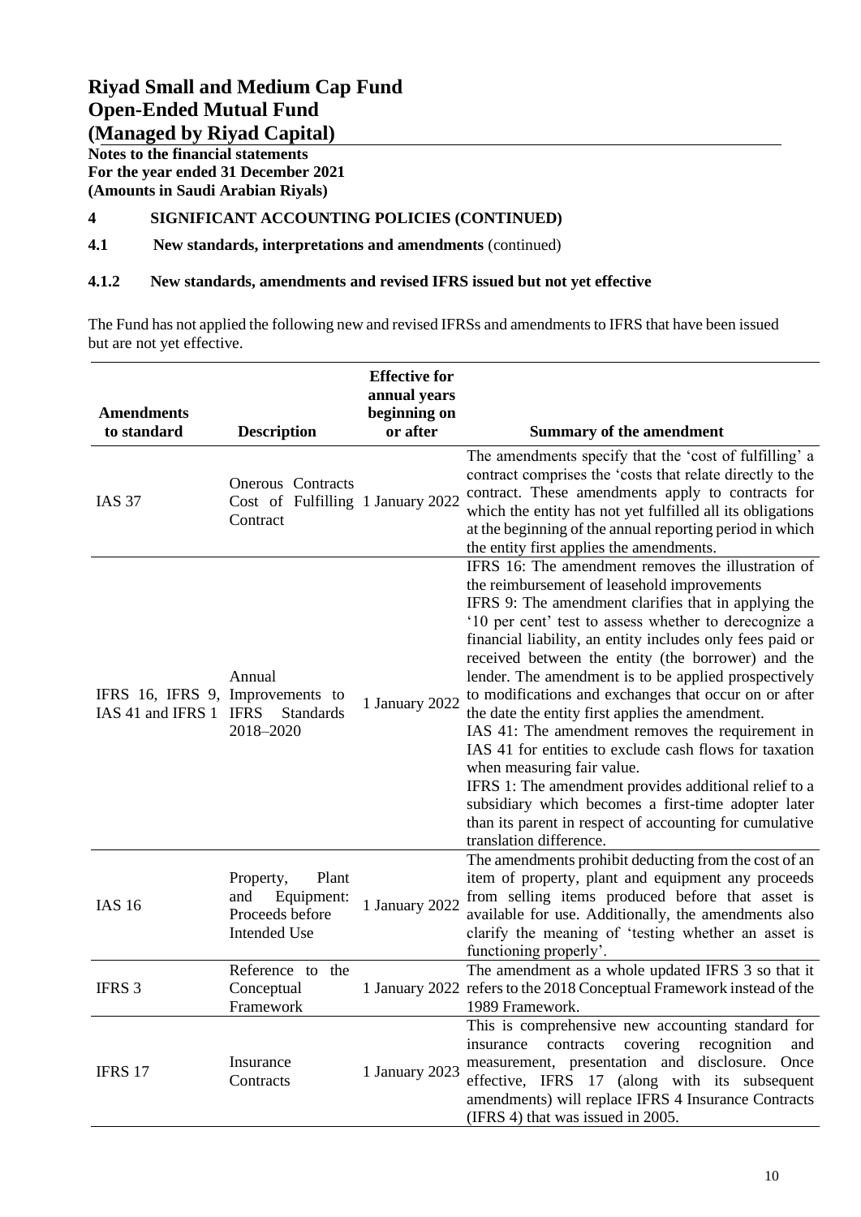# Riyad Small and Medium Cap Fund
# Open-Ended Mutual Fund
# (Managed by Riyad Capital)

**Notes to the financial statements**
**For the year ended 31 December 2021**
**(Amounts in Saudi Arabian Riyals)**

## 4 SIGNIFICANT ACCOUNTING POLICIES (CONTINUED)

### 4.1 New standards, interpretations and amendments (continued)

#### 4.1.2 New standards, amendments and revised IFRS issued but not yet effective

The Fund has not applied the following new and revised IFRSs and amendments to IFRS that have been issued but are not yet effective.

| Amendments to standard | Description | Effective for annual years beginning on or after | Summary of the amendment |
|---|---|---|---|
| IAS 37 | Onerous Contracts Cost of Fulfilling Contract | 1 January 2022 | The amendments specify that the 'cost of fulfilling' a contract comprises the 'costs that relate directly to the contract. These amendments apply to contracts for which the entity has not yet fulfilled all its obligations at the beginning of the annual reporting period in which the entity first applies the amendments. |
| IFRS 16, IFRS 9, IAS 41 and IFRS 1 | Annual Improvements to IFRS Standards 2018–2020 | 1 January 2022 | IFRS 16: The amendment removes the illustration of the reimbursement of leasehold improvements<br>IFRS 9: The amendment clarifies that in applying the '10 per cent' test to assess whether to derecognize a financial liability, an entity includes only fees paid or received between the entity (the borrower) and the lender. The amendment is to be applied prospectively to modifications and exchanges that occur on or after the date the entity first applies the amendment.<br>IAS 41: The amendment removes the requirement in IAS 41 for entities to exclude cash flows for taxation when measuring fair value.<br>IFRS 1: The amendment provides additional relief to a subsidiary which becomes a first-time adopter later than its parent in respect of accounting for cumulative translation difference. |
| IAS 16 | Property, Plant and Equipment: Proceeds before Intended Use | 1 January 2022 | The amendments prohibit deducting from the cost of an item of property, plant and equipment any proceeds from selling items produced before that asset is available for use. Additionally, the amendments also clarify the meaning of 'testing whether an asset is functioning properly'. |
| IFRS 3 | Reference to the Conceptual Framework | 1 January 2022 | The amendment as a whole updated IFRS 3 so that it refers to the 2018 Conceptual Framework instead of the 1989 Framework. |
| IFRS 17 | Insurance Contracts | 1 January 2023 | This is comprehensive new accounting standard for insurance contracts covering recognition and measurement, presentation and disclosure. Once effective, IFRS 17 (along with its subsequent amendments) will replace IFRS 4 Insurance Contracts (IFRS 4) that was issued in 2005. |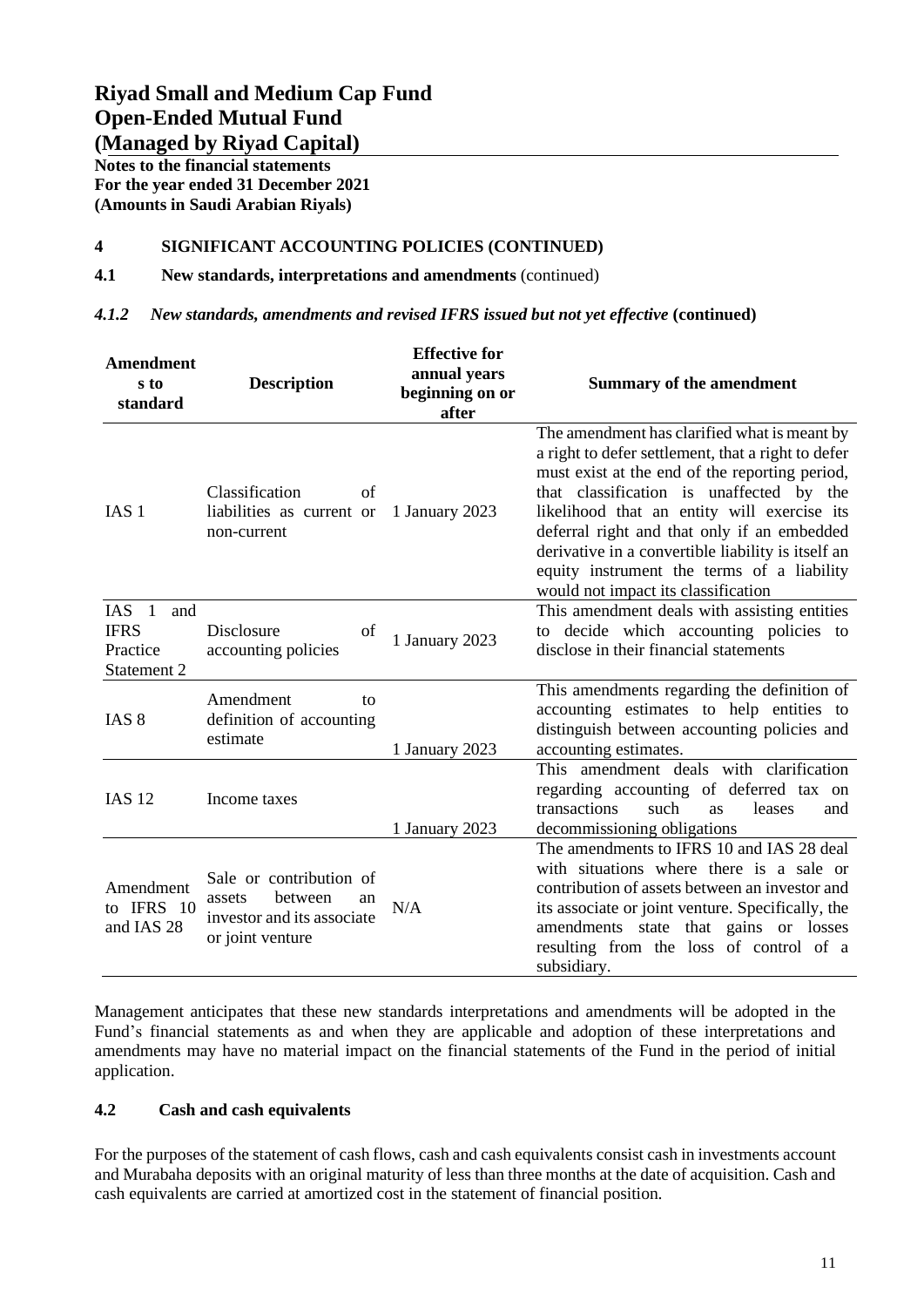# Riyad Small and Medium Cap Fund
# Open-Ended Mutual Fund
# (Managed by Riyad Capital)

**Notes to the financial statements**
**For the year ended 31 December 2021**
**(Amounts in Saudi Arabian Riyals)**

## 4 SIGNIFICANT ACCOUNTING POLICIES (CONTINUED)

### 4.1 New standards, interpretations and amendments (continued)

#### *4.1.2 New standards, amendments and revised IFRS issued but not yet effective* (continued)

| Amendments to standard | Description | Effective for annual years beginning on or after | Summary of the amendment |
|---|---|---|---|
| IAS 1 | Classification of liabilities as current or non-current | 1 January 2023 | The amendment has clarified what is meant by a right to defer settlement, that a right to defer must exist at the end of the reporting period, that classification is unaffected by the likelihood that an entity will exercise its deferral right and that only if an embedded derivative in a convertible liability is itself an equity instrument the terms of a liability would not impact its classification |
| IAS 1 and IFRS Practice Statement 2 | Disclosure of accounting policies | 1 January 2023 | This amendment deals with assisting entities to decide which accounting policies to disclose in their financial statements |
| IAS 8 | Amendment to definition of accounting estimate | 1 January 2023 | This amendments regarding the definition of accounting estimates to help entities to distinguish between accounting policies and accounting estimates. |
| IAS 12 | Income taxes | 1 January 2023 | This amendment deals with clarification regarding accounting of deferred tax on transactions such as leases and decommissioning obligations |
| Amendment to IFRS 10 and IAS 28 | Sale or contribution of assets between an investor and its associate or joint venture | N/A | The amendments to IFRS 10 and IAS 28 deal with situations where there is a sale or contribution of assets between an investor and its associate or joint venture. Specifically, the amendments state that gains or losses resulting from the loss of control of a subsidiary. |

Management anticipates that these new standards interpretations and amendments will be adopted in the Fund's financial statements as and when they are applicable and adoption of these interpretations and amendments may have no material impact on the financial statements of the Fund in the period of initial application.

### 4.2 Cash and cash equivalents

For the purposes of the statement of cash flows, cash and cash equivalents consist cash in investments account and Murabaha deposits with an original maturity of less than three months at the date of acquisition. Cash and cash equivalents are carried at amortized cost in the statement of financial position.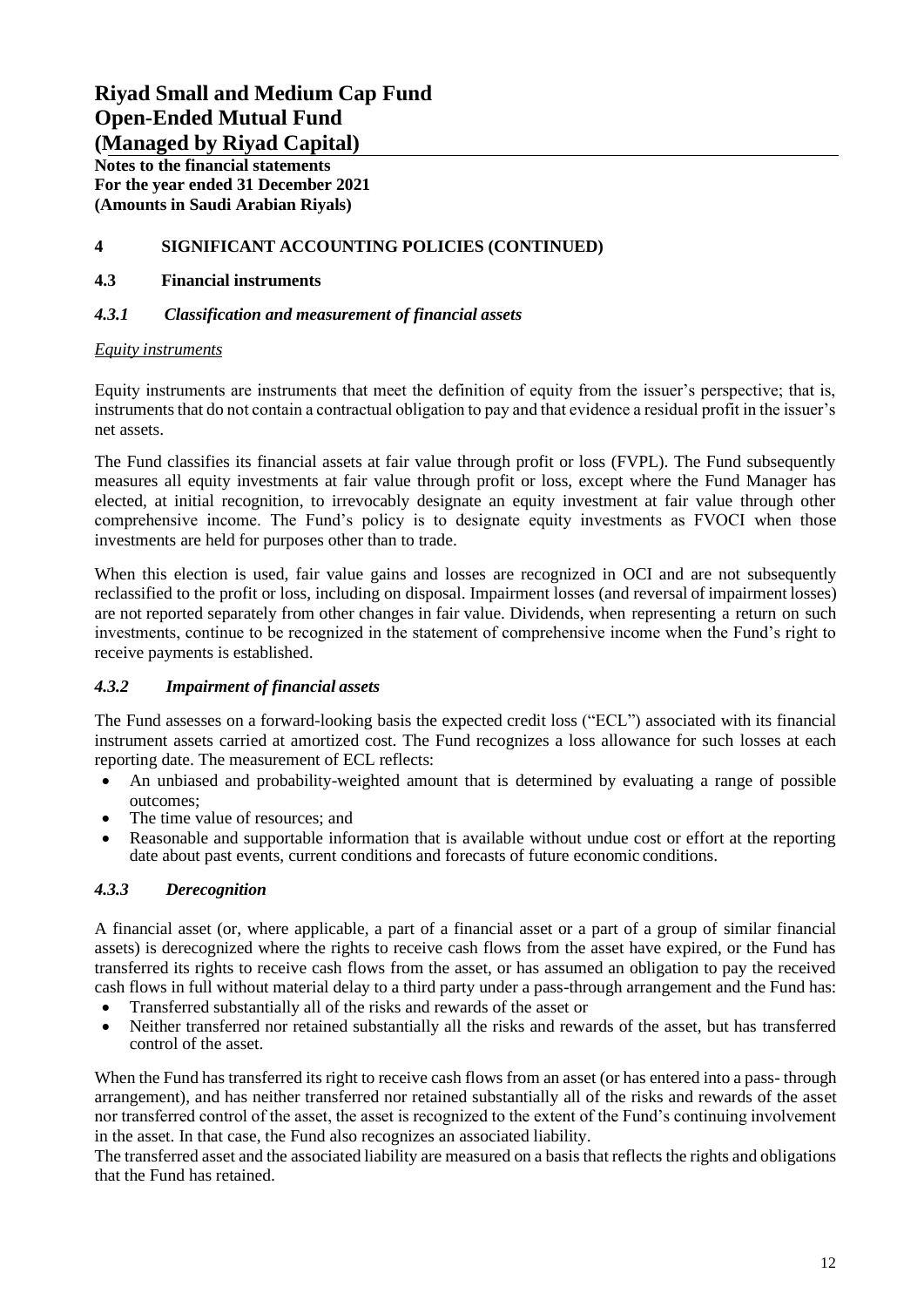# Riyad Small and Medium Cap Fund
# Open-Ended Mutual Fund
# (Managed by Riyad Capital)

**Notes to the financial statements**
**For the year ended 31 December 2021**
**(Amounts in Saudi Arabian Riyals)**

## 4 SIGNIFICANT ACCOUNTING POLICIES (CONTINUED)

### 4.3 Financial instruments

#### *4.3.1 Classification and measurement of financial assets*

*Equity instruments*

Equity instruments are instruments that meet the definition of equity from the issuer's perspective; that is, instruments that do not contain a contractual obligation to pay and that evidence a residual profit in the issuer's net assets.

The Fund classifies its financial assets at fair value through profit or loss (FVPL). The Fund subsequently measures all equity investments at fair value through profit or loss, except where the Fund Manager has elected, at initial recognition, to irrevocably designate an equity investment at fair value through other comprehensive income. The Fund's policy is to designate equity investments as FVOCI when those investments are held for purposes other than to trade.

When this election is used, fair value gains and losses are recognized in OCI and are not subsequently reclassified to the profit or loss, including on disposal. Impairment losses (and reversal of impairment losses) are not reported separately from other changes in fair value. Dividends, when representing a return on such investments, continue to be recognized in the statement of comprehensive income when the Fund's right to receive payments is established.

#### *4.3.2 Impairment of financial assets*

The Fund assesses on a forward-looking basis the expected credit loss ("ECL") associated with its financial instrument assets carried at amortized cost. The Fund recognizes a loss allowance for such losses at each reporting date. The measurement of ECL reflects:

- An unbiased and probability-weighted amount that is determined by evaluating a range of possible outcomes;
- The time value of resources; and
- Reasonable and supportable information that is available without undue cost or effort at the reporting date about past events, current conditions and forecasts of future economic conditions.

#### *4.3.3 Derecognition*

A financial asset (or, where applicable, a part of a financial asset or a part of a group of similar financial assets) is derecognized where the rights to receive cash flows from the asset have expired, or the Fund has transferred its rights to receive cash flows from the asset, or has assumed an obligation to pay the received cash flows in full without material delay to a third party under a pass-through arrangement and the Fund has:

- Transferred substantially all of the risks and rewards of the asset or
- Neither transferred nor retained substantially all the risks and rewards of the asset, but has transferred control of the asset.

When the Fund has transferred its right to receive cash flows from an asset (or has entered into a pass- through arrangement), and has neither transferred nor retained substantially all of the risks and rewards of the asset nor transferred control of the asset, the asset is recognized to the extent of the Fund's continuing involvement in the asset. In that case, the Fund also recognizes an associated liability.
The transferred asset and the associated liability are measured on a basis that reflects the rights and obligations that the Fund has retained.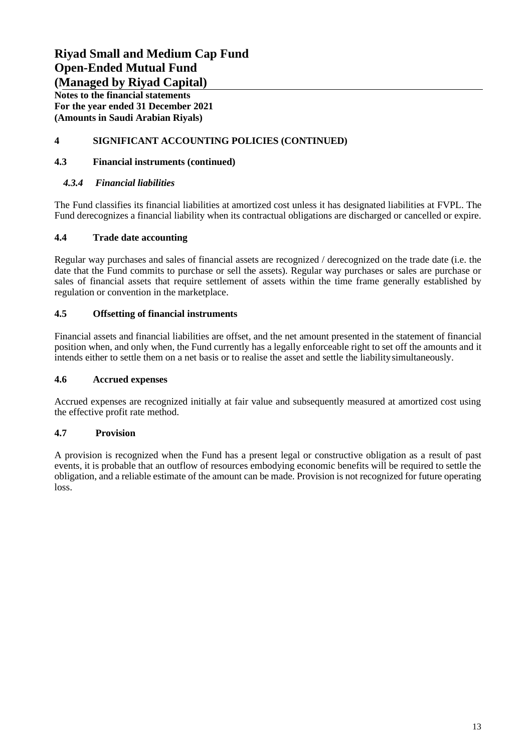# Riyad Small and Medium Cap Fund
# Open-Ended Mutual Fund
# (Managed by Riyad Capital)

**Notes to the financial statements**
**For the year ended 31 December 2021**
**(Amounts in Saudi Arabian Riyals)**

## 4 SIGNIFICANT ACCOUNTING POLICIES (CONTINUED)

### 4.3 Financial instruments (continued)

#### *4.3.4 Financial liabilities*

The Fund classifies its financial liabilities at amortized cost unless it has designated liabilities at FVPL. The Fund derecognizes a financial liability when its contractual obligations are discharged or cancelled or expire.

### 4.4 Trade date accounting

Regular way purchases and sales of financial assets are recognized / derecognized on the trade date (i.e. the date that the Fund commits to purchase or sell the assets). Regular way purchases or sales are purchase or sales of financial assets that require settlement of assets within the time frame generally established by regulation or convention in the marketplace.

### 4.5 Offsetting of financial instruments

Financial assets and financial liabilities are offset, and the net amount presented in the statement of financial position when, and only when, the Fund currently has a legally enforceable right to set off the amounts and it intends either to settle them on a net basis or to realise the asset and settle the liability simultaneously.

### 4.6 Accrued expenses

Accrued expenses are recognized initially at fair value and subsequently measured at amortized cost using the effective profit rate method.

### 4.7 Provision

A provision is recognized when the Fund has a present legal or constructive obligation as a result of past events, it is probable that an outflow of resources embodying economic benefits will be required to settle the obligation, and a reliable estimate of the amount can be made. Provision is not recognized for future operating loss.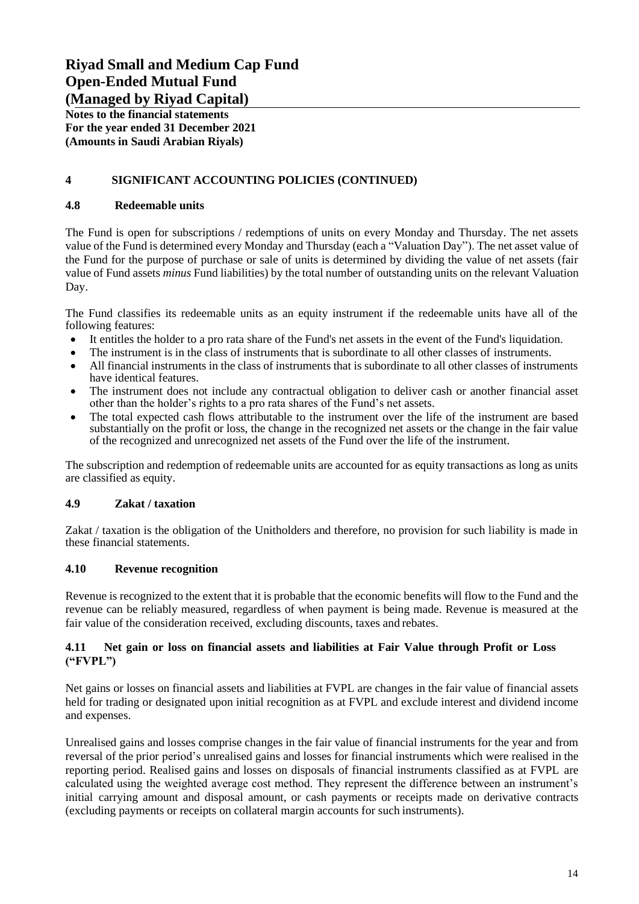# Riyad Small and Medium Cap Fund
# Open-Ended Mutual Fund
# (Managed by Riyad Capital)

**Notes to the financial statements**
**For the year ended 31 December 2021**
**(Amounts in Saudi Arabian Riyals)**

## 4 SIGNIFICANT ACCOUNTING POLICIES (CONTINUED)

### 4.8 Redeemable units

The Fund is open for subscriptions / redemptions of units on every Monday and Thursday. The net assets value of the Fund is determined every Monday and Thursday (each a "Valuation Day"). The net asset value of the Fund for the purpose of purchase or sale of units is determined by dividing the value of net assets (fair value of Fund assets *minus* Fund liabilities) by the total number of outstanding units on the relevant Valuation Day.

The Fund classifies its redeemable units as an equity instrument if the redeemable units have all of the following features:

- It entitles the holder to a pro rata share of the Fund's net assets in the event of the Fund's liquidation.
- The instrument is in the class of instruments that is subordinate to all other classes of instruments.
- All financial instruments in the class of instruments that is subordinate to all other classes of instruments have identical features.
- The instrument does not include any contractual obligation to deliver cash or another financial asset other than the holder's rights to a pro rata shares of the Fund's net assets.
- The total expected cash flows attributable to the instrument over the life of the instrument are based substantially on the profit or loss, the change in the recognized net assets or the change in the fair value of the recognized and unrecognized net assets of the Fund over the life of the instrument.

The subscription and redemption of redeemable units are accounted for as equity transactions as long as units are classified as equity.

### 4.9 Zakat / taxation

Zakat / taxation is the obligation of the Unitholders and therefore, no provision for such liability is made in these financial statements.

### 4.10 Revenue recognition

Revenue is recognized to the extent that it is probable that the economic benefits will flow to the Fund and the revenue can be reliably measured, regardless of when payment is being made. Revenue is measured at the fair value of the consideration received, excluding discounts, taxes and rebates.

### 4.11 Net gain or loss on financial assets and liabilities at Fair Value through Profit or Loss ("FVPL")

Net gains or losses on financial assets and liabilities at FVPL are changes in the fair value of financial assets held for trading or designated upon initial recognition as at FVPL and exclude interest and dividend income and expenses.

Unrealised gains and losses comprise changes in the fair value of financial instruments for the year and from reversal of the prior period's unrealised gains and losses for financial instruments which were realised in the reporting period. Realised gains and losses on disposals of financial instruments classified as at FVPL are calculated using the weighted average cost method. They represent the difference between an instrument's initial carrying amount and disposal amount, or cash payments or receipts made on derivative contracts (excluding payments or receipts on collateral margin accounts for such instruments).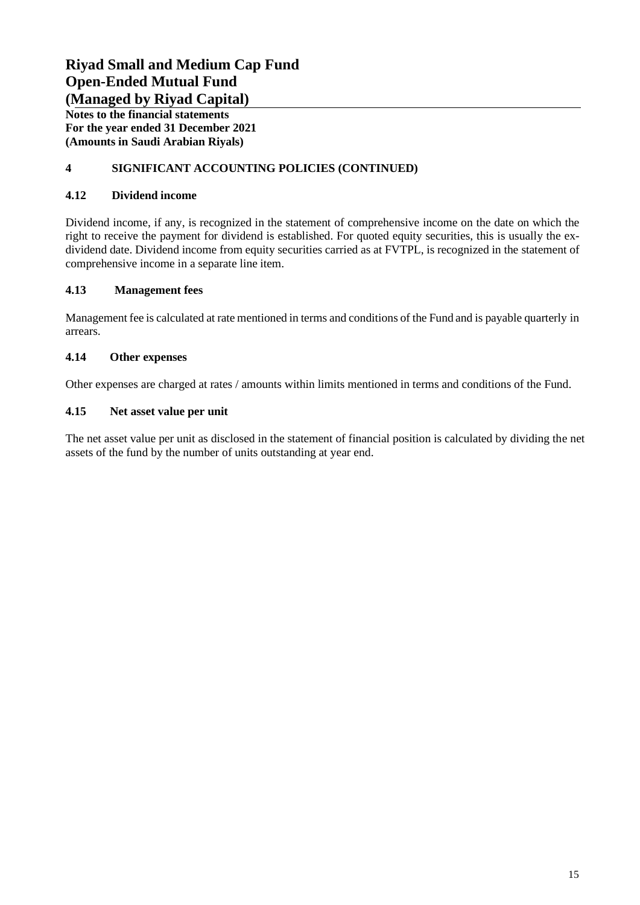# Riyad Small and Medium Cap Fund
# Open-Ended Mutual Fund
# (Managed by Riyad Capital)

**Notes to the financial statements**
**For the year ended 31 December 2021**
**(Amounts in Saudi Arabian Riyals)**

## 4 SIGNIFICANT ACCOUNTING POLICIES (CONTINUED)

### 4.12 Dividend income

Dividend income, if any, is recognized in the statement of comprehensive income on the date on which the right to receive the payment for dividend is established. For quoted equity securities, this is usually the ex-dividend date. Dividend income from equity securities carried as at FVTPL, is recognized in the statement of comprehensive income in a separate line item.

### 4.13 Management fees

Management fee is calculated at rate mentioned in terms and conditions of the Fund and is payable quarterly in arrears.

### 4.14 Other expenses

Other expenses are charged at rates / amounts within limits mentioned in terms and conditions of the Fund.

### 4.15 Net asset value per unit

The net asset value per unit as disclosed in the statement of financial position is calculated by dividing the net assets of the fund by the number of units outstanding at year end.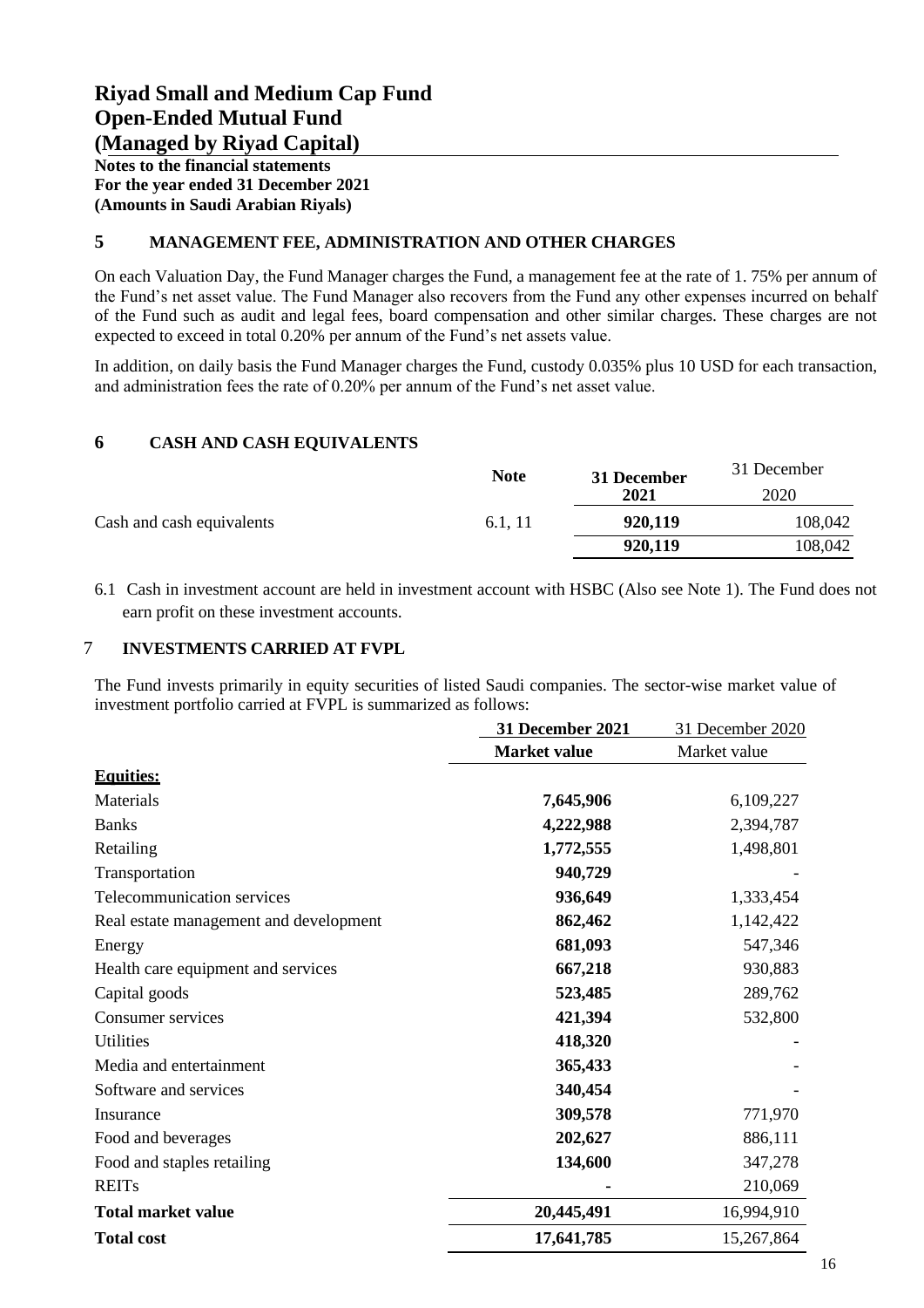# Riyad Small and Medium Cap Fund
# Open-Ended Mutual Fund
# (Managed by Riyad Capital)

**Notes to the financial statements**
**For the year ended 31 December 2021**
**(Amounts in Saudi Arabian Riyals)**

## 5 MANAGEMENT FEE, ADMINISTRATION AND OTHER CHARGES

On each Valuation Day, the Fund Manager charges the Fund, a management fee at the rate of 1. 75% per annum of the Fund's net asset value. The Fund Manager also recovers from the Fund any other expenses incurred on behalf of the Fund such as audit and legal fees, board compensation and other similar charges. These charges are not expected to exceed in total 0.20% per annum of the Fund's net assets value.

In addition, on daily basis the Fund Manager charges the Fund, custody 0.035% plus 10 USD for each transaction, and administration fees the rate of 0.20% per annum of the Fund's net asset value.

## 6 CASH AND CASH EQUIVALENTS

| | Note | 31 December 2021 | 31 December 2020 |
|---|---|---|---|
| Cash and cash equivalents | 6.1, 11 | **920,119** | 108,042 |
| | | **920,119** | 108,042 |

6.1 Cash in investment account are held in investment account with HSBC (Also see Note 1). The Fund does not earn profit on these investment accounts.

## 7 INVESTMENTS CARRIED AT FVPL

The Fund invests primarily in equity securities of listed Saudi companies. The sector-wise market value of investment portfolio carried at FVPL is summarized as follows:

| | 31 December 2021 | 31 December 2020 |
|---|---|---|
| | **Market value** | Market value |
| **Equities:** | | |
| Materials | **7,645,906** | 6,109,227 |
| Banks | **4,222,988** | 2,394,787 |
| Retailing | **1,772,555** | 1,498,801 |
| Transportation | **940,729** | - |
| Telecommunication services | **936,649** | 1,333,454 |
| Real estate management and development | **862,462** | 1,142,422 |
| Energy | **681,093** | 547,346 |
| Health care equipment and services | **667,218** | 930,883 |
| Capital goods | **523,485** | 289,762 |
| Consumer services | **421,394** | 532,800 |
| Utilities | **418,320** | - |
| Media and entertainment | **365,433** | - |
| Software and services | **340,454** | - |
| Insurance | **309,578** | 771,970 |
| Food and beverages | **202,627** | 886,111 |
| Food and staples retailing | **134,600** | 347,278 |
| REITs | **-** | 210,069 |
| **Total market value** | **20,445,491** | 16,994,910 |
| **Total cost** | **17,641,785** | 15,267,864 |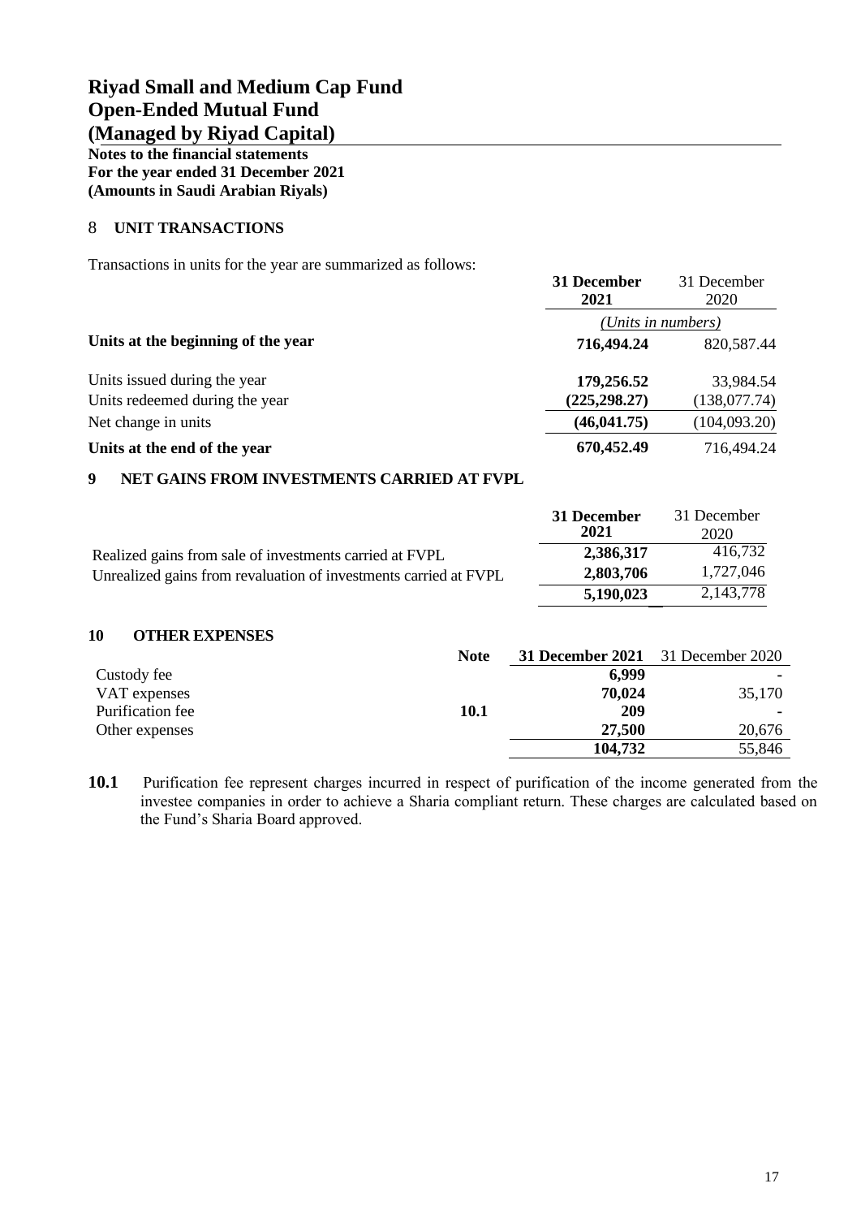# Riyad Small and Medium Cap Fund
# Open-Ended Mutual Fund
# (Managed by Riyad Capital)

**Notes to the financial statements**
**For the year ended 31 December 2021**
**(Amounts in Saudi Arabian Riyals)**

## 8 UNIT TRANSACTIONS

Transactions in units for the year are summarized as follows:

| | **31 December 2021** | 31 December 2020 |
|---|---|---|
| | *(Units in numbers)* | |
| **Units at the beginning of the year** | **716,494.24** | 820,587.44 |
| Units issued during the year | **179,256.52** | 33,984.54 |
| Units redeemed during the year | **(225,298.27)** | (138,077.74) |
| Net change in units | **(46,041.75)** | (104,093.20) |
| **Units at the end of the year** | **670,452.49** | 716,494.24 |

## 9 NET GAINS FROM INVESTMENTS CARRIED AT FVPL

| | **31 December 2021** | 31 December 2020 |
|---|---|---|
| Realized gains from sale of investments carried at FVPL | **2,386,317** | 416,732 |
| Unrealized gains from revaluation of investments carried at FVPL | **2,803,706** | 1,727,046 |
| | **5,190,023** | 2,143,778 |

## 10 OTHER EXPENSES

| | **Note** | **31 December 2021** | 31 December 2020 |
|---|---|---|---|
| Custody fee | | **6,999** | - |
| VAT expenses | | **70,024** | 35,170 |
| Purification fee | **10.1** | **209** | - |
| Other expenses | | **27,500** | 20,676 |
| | | **104,732** | 55,846 |

**10.1** Purification fee represent charges incurred in respect of purification of the income generated from the investee companies in order to achieve a Sharia compliant return. These charges are calculated based on the Fund's Sharia Board approved.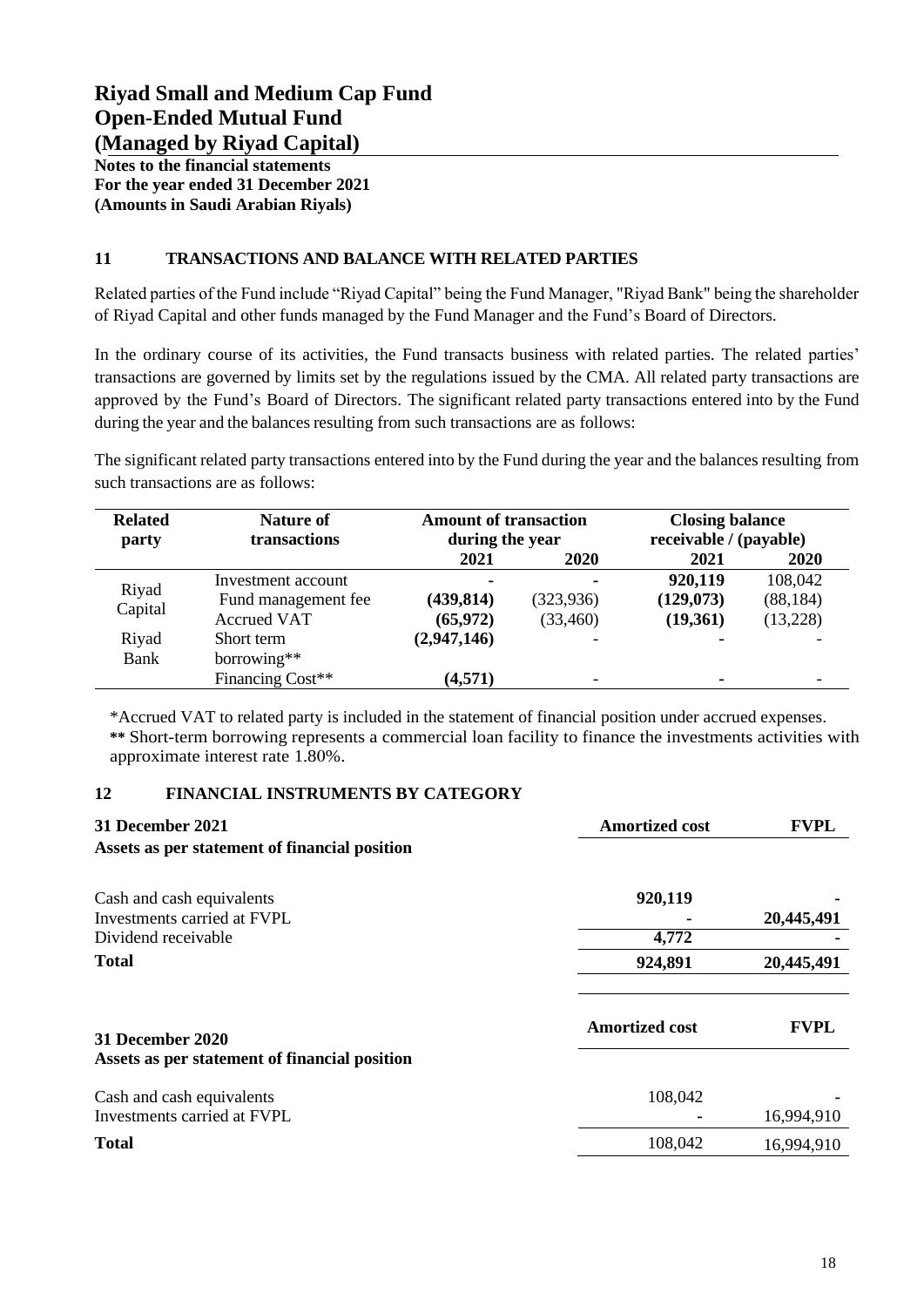# Riyad Small and Medium Cap Fund
# Open-Ended Mutual Fund
# (Managed by Riyad Capital)

**Notes to the financial statements**
**For the year ended 31 December 2021**
**(Amounts in Saudi Arabian Riyals)**

## 11 TRANSACTIONS AND BALANCE WITH RELATED PARTIES

Related parties of the Fund include "Riyad Capital" being the Fund Manager, "Riyad Bank" being the shareholder of Riyad Capital and other funds managed by the Fund Manager and the Fund's Board of Directors.

In the ordinary course of its activities, the Fund transacts business with related parties. The related parties' transactions are governed by limits set by the regulations issued by the CMA. All related party transactions are approved by the Fund's Board of Directors. The significant related party transactions entered into by the Fund during the year and the balances resulting from such transactions are as follows:

The significant related party transactions entered into by the Fund during the year and the balances resulting from such transactions are as follows:

| Related party | Nature of transactions | Amount of transaction during the year | | Closing balance receivable / (payable) | |
|---|---|---|---|---|---|
| | | 2021 | 2020 | 2021 | 2020 |
| Riyad Capital | Investment account | - | - | **920,119** | 108,042 |
| | Fund management fee | **(439,814)** | (323,936) | **(129,073)** | (88,184) |
| | Accrued VAT | **(65,972)** | (33,460) | **(19,361)** | (13,228) |
| Riyad Bank | Short term borrowing** | **(2,947,146)** | - | - | - |
| | Financing Cost** | **(4,571)** | - | - | - |

*Accrued VAT to related party is included in the statement of financial position under accrued expenses.
** Short-term borrowing represents a commercial loan facility to finance the investments activities with approximate interest rate 1.80%.

## 12 FINANCIAL INSTRUMENTS BY CATEGORY

| **31 December 2021** | **Amortized cost** | **FVPL** |
|---|---|---|
| **Assets as per statement of financial position** | | |
| Cash and cash equivalents | **920,119** | - |
| Investments carried at FVPL | - | **20,445,491** |
| Dividend receivable | **4,772** | - |
| **Total** | **924,891** | **20,445,491** |

| **31 December 2020** | **Amortized cost** | **FVPL** |
|---|---|---|
| **Assets as per statement of financial position** | | |
| Cash and cash equivalents | 108,042 | - |
| Investments carried at FVPL | - | 16,994,910 |
| **Total** | 108,042 | 16,994,910 |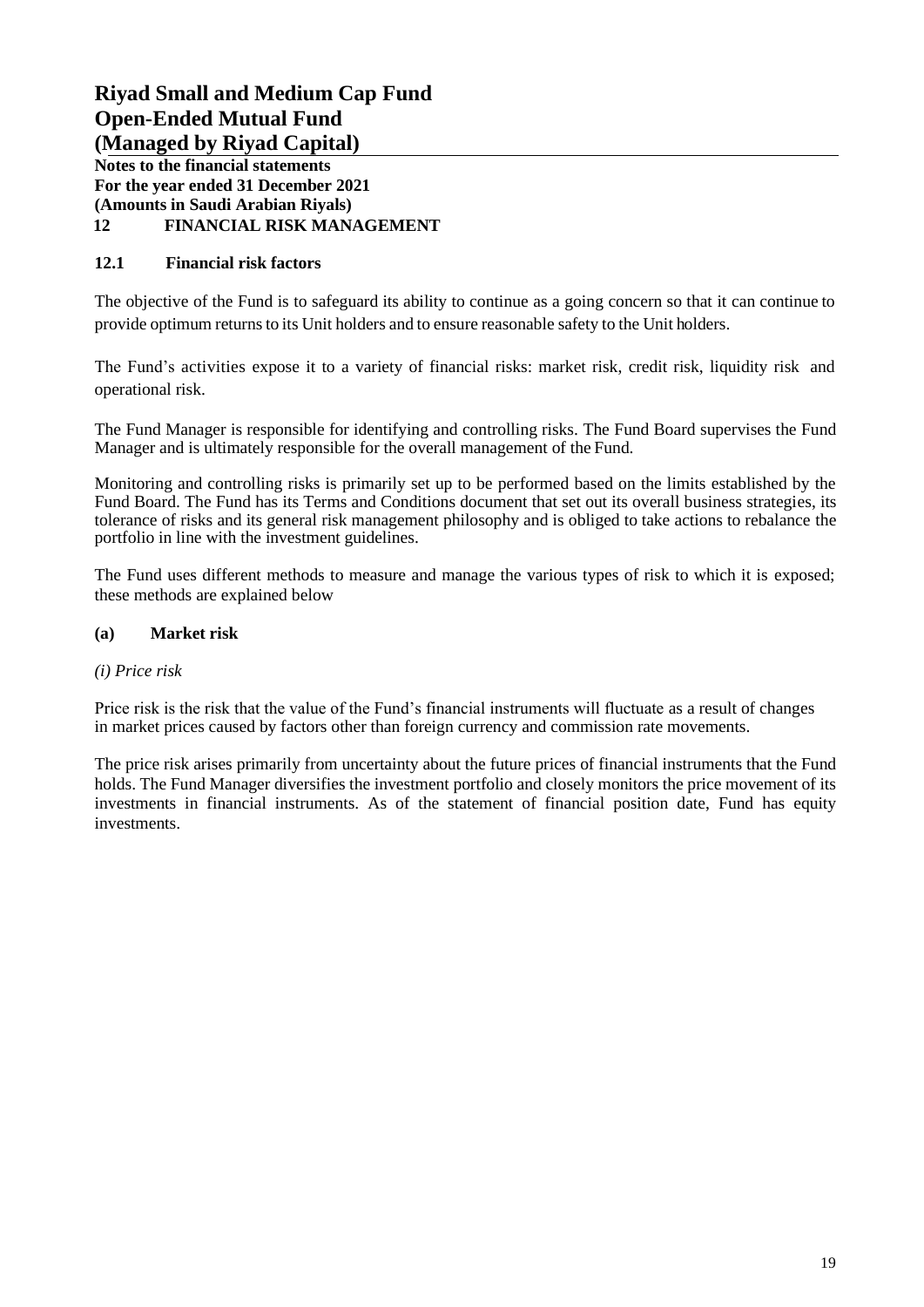## 12 FINANCIAL RISK MANAGEMENT

### 12.1 Financial risk factors

The objective of the Fund is to safeguard its ability to continue as a going concern so that it can continue to provide optimum returns to its Unit holders and to ensure reasonable safety to the Unit holders.

The Fund's activities expose it to a variety of financial risks: market risk, credit risk, liquidity risk and operational risk.

The Fund Manager is responsible for identifying and controlling risks. The Fund Board supervises the Fund Manager and is ultimately responsible for the overall management of the Fund.

Monitoring and controlling risks is primarily set up to be performed based on the limits established by the Fund Board. The Fund has its Terms and Conditions document that set out its overall business strategies, its tolerance of risks and its general risk management philosophy and is obliged to take actions to rebalance the portfolio in line with the investment guidelines.

The Fund uses different methods to measure and manage the various types of risk to which it is exposed; these methods are explained below

#### (a) Market risk

*(i) Price risk*

Price risk is the risk that the value of the Fund's financial instruments will fluctuate as a result of changes in market prices caused by factors other than foreign currency and commission rate movements.

The price risk arises primarily from uncertainty about the future prices of financial instruments that the Fund holds. The Fund Manager diversifies the investment portfolio and closely monitors the price movement of its investments in financial instruments. As of the statement of financial position date, Fund has equity investments.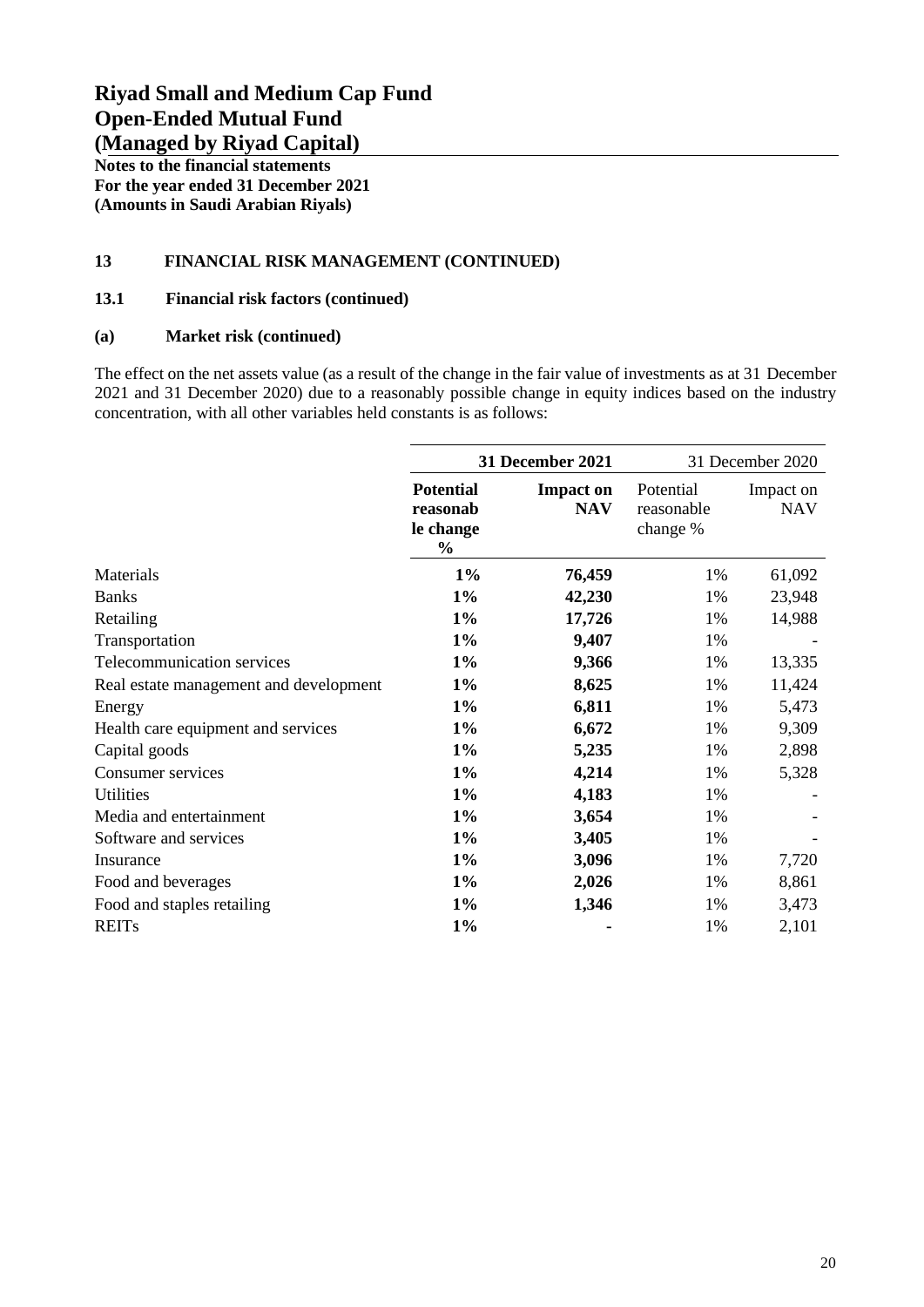# Riyad Small and Medium Cap Fund
# Open-Ended Mutual Fund
# (Managed by Riyad Capital)

**Notes to the financial statements**
**For the year ended 31 December 2021**
**(Amounts in Saudi Arabian Riyals)**

## 13 FINANCIAL RISK MANAGEMENT (CONTINUED)

### 13.1 Financial risk factors (continued)

### (a) Market risk (continued)

The effect on the net assets value (as a result of the change in the fair value of investments as at 31 December 2021 and 31 December 2020) due to a reasonably possible change in equity indices based on the industry concentration, with all other variables held constants is as follows:

| | **31 December 2021** | | 31 December 2020 | |
|---|---|---|---|---|
| | **Potential reasonable change %** | **Impact on NAV** | Potential reasonable change % | Impact on NAV |
| Materials | **1%** | **76,459** | 1% | 61,092 |
| Banks | **1%** | **42,230** | 1% | 23,948 |
| Retailing | **1%** | **17,726** | 1% | 14,988 |
| Transportation | **1%** | **9,407** | 1% | - |
| Telecommunication services | **1%** | **9,366** | 1% | 13,335 |
| Real estate management and development | **1%** | **8,625** | 1% | 11,424 |
| Energy | **1%** | **6,811** | 1% | 5,473 |
| Health care equipment and services | **1%** | **6,672** | 1% | 9,309 |
| Capital goods | **1%** | **5,235** | 1% | 2,898 |
| Consumer services | **1%** | **4,214** | 1% | 5,328 |
| Utilities | **1%** | **4,183** | 1% | - |
| Media and entertainment | **1%** | **3,654** | 1% | - |
| Software and services | **1%** | **3,405** | 1% | - |
| Insurance | **1%** | **3,096** | 1% | 7,720 |
| Food and beverages | **1%** | **2,026** | 1% | 8,861 |
| Food and staples retailing | **1%** | **1,346** | 1% | 3,473 |
| REITs | **1%** | **-** | 1% | 2,101 |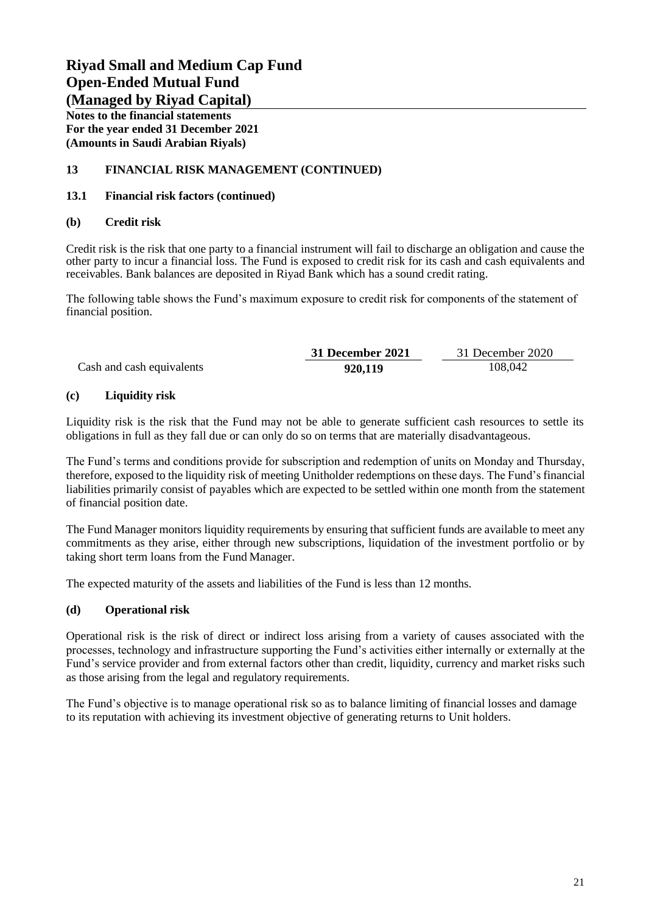# Riyad Small and Medium Cap Fund
# Open-Ended Mutual Fund
# (Managed by Riyad Capital)

**Notes to the financial statements**
**For the year ended 31 December 2021**
**(Amounts in Saudi Arabian Riyals)**

## 13 FINANCIAL RISK MANAGEMENT (CONTINUED)

### 13.1 Financial risk factors (continued)

### (b) Credit risk

Credit risk is the risk that one party to a financial instrument will fail to discharge an obligation and cause the other party to incur a financial loss. The Fund is exposed to credit risk for its cash and cash equivalents and receivables. Bank balances are deposited in Riyad Bank which has a sound credit rating.

The following table shows the Fund's maximum exposure to credit risk for components of the statement of financial position.

| | **31 December 2021** | 31 December 2020 |
|---|---|---|
| Cash and cash equivalents | **920,119** | 108,042 |

### (c) Liquidity risk

Liquidity risk is the risk that the Fund may not be able to generate sufficient cash resources to settle its obligations in full as they fall due or can only do so on terms that are materially disadvantageous.

The Fund's terms and conditions provide for subscription and redemption of units on Monday and Thursday, therefore, exposed to the liquidity risk of meeting Unitholder redemptions on these days. The Fund's financial liabilities primarily consist of payables which are expected to be settled within one month from the statement of financial position date.

The Fund Manager monitors liquidity requirements by ensuring that sufficient funds are available to meet any commitments as they arise, either through new subscriptions, liquidation of the investment portfolio or by taking short term loans from the Fund Manager.

The expected maturity of the assets and liabilities of the Fund is less than 12 months.

### (d) Operational risk

Operational risk is the risk of direct or indirect loss arising from a variety of causes associated with the processes, technology and infrastructure supporting the Fund's activities either internally or externally at the Fund's service provider and from external factors other than credit, liquidity, currency and market risks such as those arising from the legal and regulatory requirements.

The Fund's objective is to manage operational risk so as to balance limiting of financial losses and damage to its reputation with achieving its investment objective of generating returns to Unit holders.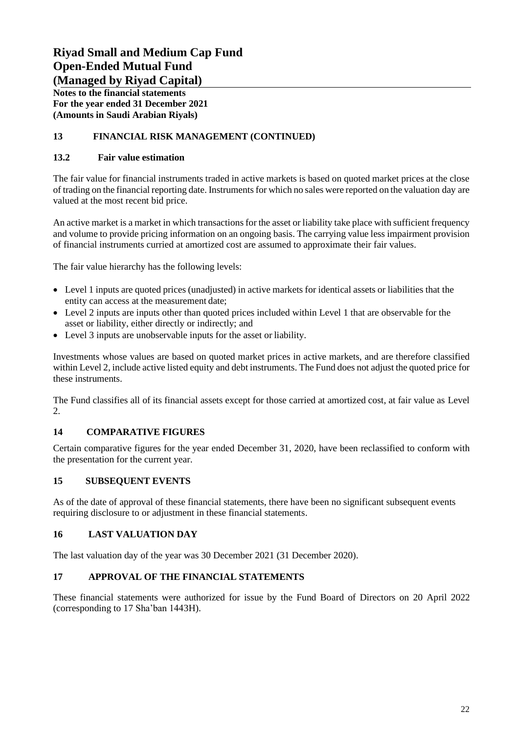## 13 FINANCIAL RISK MANAGEMENT (CONTINUED)

### 13.2 Fair value estimation

The fair value for financial instruments traded in active markets is based on quoted market prices at the close of trading on the financial reporting date. Instruments for which no sales were reported on the valuation day are valued at the most recent bid price.

An active market is a market in which transactions for the asset or liability take place with sufficient frequency and volume to provide pricing information on an ongoing basis. The carrying value less impairment provision of financial instruments curried at amortized cost are assumed to approximate their fair values.

The fair value hierarchy has the following levels:

- Level 1 inputs are quoted prices (unadjusted) in active markets for identical assets or liabilities that the entity can access at the measurement date;
- Level 2 inputs are inputs other than quoted prices included within Level 1 that are observable for the asset or liability, either directly or indirectly; and
- Level 3 inputs are unobservable inputs for the asset or liability.

Investments whose values are based on quoted market prices in active markets, and are therefore classified within Level 2, include active listed equity and debt instruments. The Fund does not adjust the quoted price for these instruments.

The Fund classifies all of its financial assets except for those carried at amortized cost, at fair value as Level 2.

## 14 COMPARATIVE FIGURES

Certain comparative figures for the year ended December 31, 2020, have been reclassified to conform with the presentation for the current year.

## 15 SUBSEQUENT EVENTS

As of the date of approval of these financial statements, there have been no significant subsequent events requiring disclosure to or adjustment in these financial statements.

## 16 LAST VALUATION DAY

The last valuation day of the year was 30 December 2021 (31 December 2020).

## 17 APPROVAL OF THE FINANCIAL STATEMENTS

These financial statements were authorized for issue by the Fund Board of Directors on 20 April 2022 (corresponding to 17 Sha'ban 1443H).